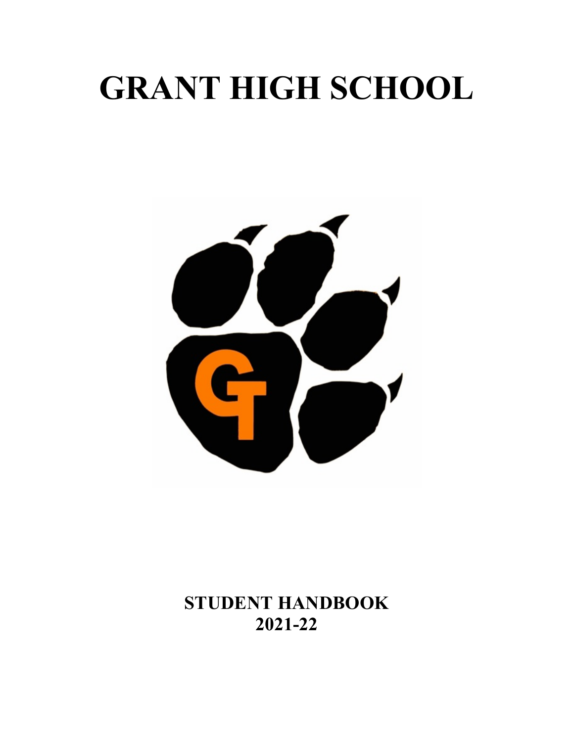# GRANT HIGH SCHOOL

**STUDENT HANDBOOK**
**2021-22**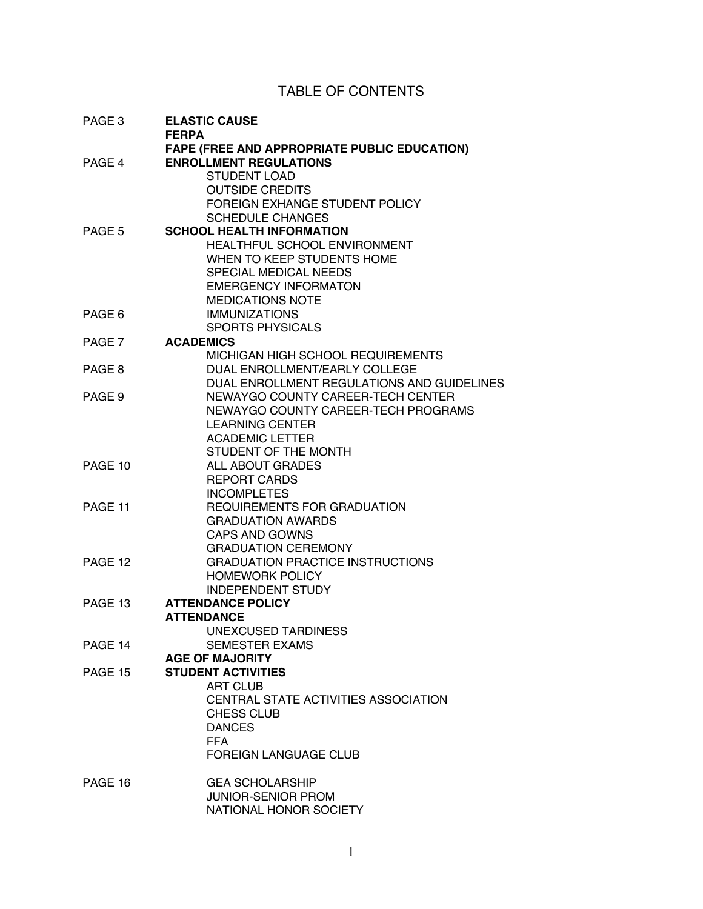# TABLE OF CONTENTS

| | |
|---|---|
| PAGE 3 | **ELASTIC CAUSE** |
| | **FERPA** |
| | **FAPE (FREE AND APPROPRIATE PUBLIC EDUCATION)** |
| PAGE 4 | **ENROLLMENT REGULATIONS** |
| | STUDENT LOAD |
| | OUTSIDE CREDITS |
| | FOREIGN EXHANGE STUDENT POLICY |
| | SCHEDULE CHANGES |
| PAGE 5 | **SCHOOL HEALTH INFORMATION** |
| | HEALTHFUL SCHOOL ENVIRONMENT |
| | WHEN TO KEEP STUDENTS HOME |
| | SPECIAL MEDICAL NEEDS |
| | EMERGENCY INFORMATON |
| | MEDICATIONS NOTE |
| PAGE 6 | IMMUNIZATIONS |
| | SPORTS PHYSICALS |
| PAGE 7 | **ACADEMICS** |
| | MICHIGAN HIGH SCHOOL REQUIREMENTS |
| PAGE 8 | DUAL ENROLLMENT/EARLY COLLEGE |
| | DUAL ENROLLMENT REGULATIONS AND GUIDELINES |
| PAGE 9 | NEWAYGO COUNTY CAREER-TECH CENTER |
| | NEWAYGO COUNTY CAREER-TECH PROGRAMS |
| | LEARNING CENTER |
| | ACADEMIC LETTER |
| | STUDENT OF THE MONTH |
| PAGE 10 | ALL ABOUT GRADES |
| | REPORT CARDS |
| | INCOMPLETES |
| PAGE 11 | REQUIREMENTS FOR GRADUATION |
| | GRADUATION AWARDS |
| | CAPS AND GOWNS |
| | GRADUATION CEREMONY |
| PAGE 12 | GRADUATION PRACTICE INSTRUCTIONS |
| | HOMEWORK POLICY |
| | INDEPENDENT STUDY |
| PAGE 13 | **ATTENDANCE POLICY** |
| | **ATTENDANCE** |
| | UNEXCUSED TARDINESS |
| PAGE 14 | SEMESTER EXAMS |
| | **AGE OF MAJORITY** |
| PAGE 15 | **STUDENT ACTIVITIES** |
| | ART CLUB |
| | CENTRAL STATE ACTIVITIES ASSOCIATION |
| | CHESS CLUB |
| | DANCES |
| | FFA |
| | FOREIGN LANGUAGE CLUB |
| PAGE 16 | GEA SCHOLARSHIP |
| | JUNIOR-SENIOR PROM |
| | NATIONAL HONOR SOCIETY |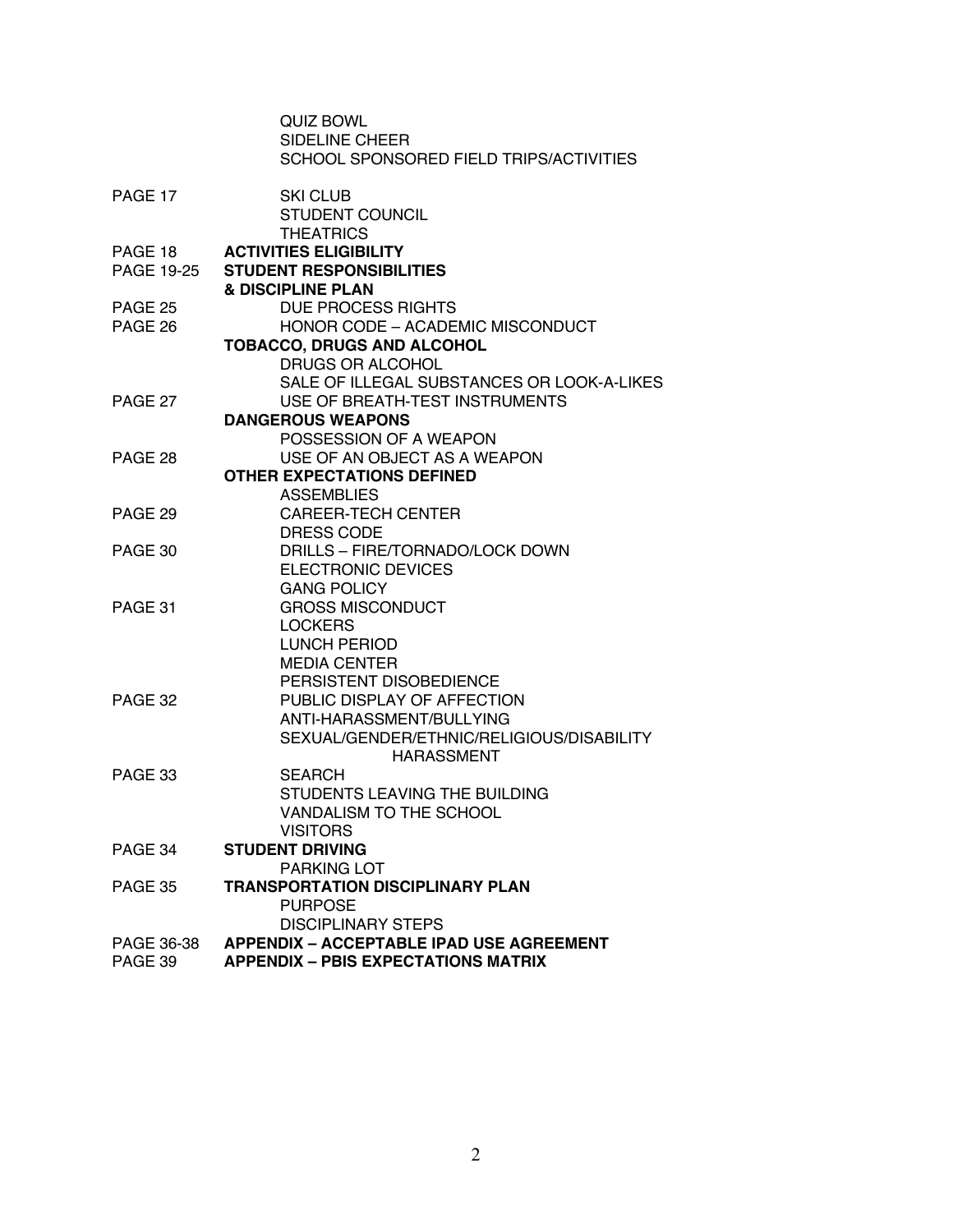| | |
|---|---|
| | QUIZ BOWL |
| | SIDELINE CHEER |
| | SCHOOL SPONSORED FIELD TRIPS/ACTIVITIES |
| PAGE 17 | SKI CLUB |
| | STUDENT COUNCIL |
| | THEATRICS |
| PAGE 18 | **ACTIVITIES ELIGIBILITY** |
| PAGE 19-25 | **STUDENT RESPONSIBILITIES & DISCIPLINE PLAN** |
| PAGE 25 | DUE PROCESS RIGHTS |
| PAGE 26 | HONOR CODE – ACADEMIC MISCONDUCT |
| | **TOBACCO, DRUGS AND ALCOHOL** |
| | DRUGS OR ALCOHOL |
| | SALE OF ILLEGAL SUBSTANCES OR LOOK-A-LIKES |
| PAGE 27 | USE OF BREATH-TEST INSTRUMENTS |
| | **DANGEROUS WEAPONS** |
| | POSSESSION OF A WEAPON |
| PAGE 28 | USE OF AN OBJECT AS A WEAPON |
| | **OTHER EXPECTATIONS DEFINED** |
| | ASSEMBLIES |
| PAGE 29 | CAREER-TECH CENTER |
| | DRESS CODE |
| PAGE 30 | DRILLS – FIRE/TORNADO/LOCK DOWN |
| | ELECTRONIC DEVICES |
| | GANG POLICY |
| PAGE 31 | GROSS MISCONDUCT |
| | LOCKERS |
| | LUNCH PERIOD |
| | MEDIA CENTER |
| | PERSISTENT DISOBEDIENCE |
| PAGE 32 | PUBLIC DISPLAY OF AFFECTION |
| | ANTI-HARASSMENT/BULLYING |
| | SEXUAL/GENDER/ETHNIC/RELIGIOUS/DISABILITY HARASSMENT |
| PAGE 33 | SEARCH |
| | STUDENTS LEAVING THE BUILDING |
| | VANDALISM TO THE SCHOOL |
| | VISITORS |
| PAGE 34 | **STUDENT DRIVING** |
| | PARKING LOT |
| PAGE 35 | **TRANSPORTATION DISCIPLINARY PLAN** |
| | PURPOSE |
| | DISCIPLINARY STEPS |
| PAGE 36-38 | **APPENDIX – ACCEPTABLE IPAD USE AGREEMENT** |
| PAGE 39 | **APPENDIX – PBIS EXPECTATIONS MATRIX** |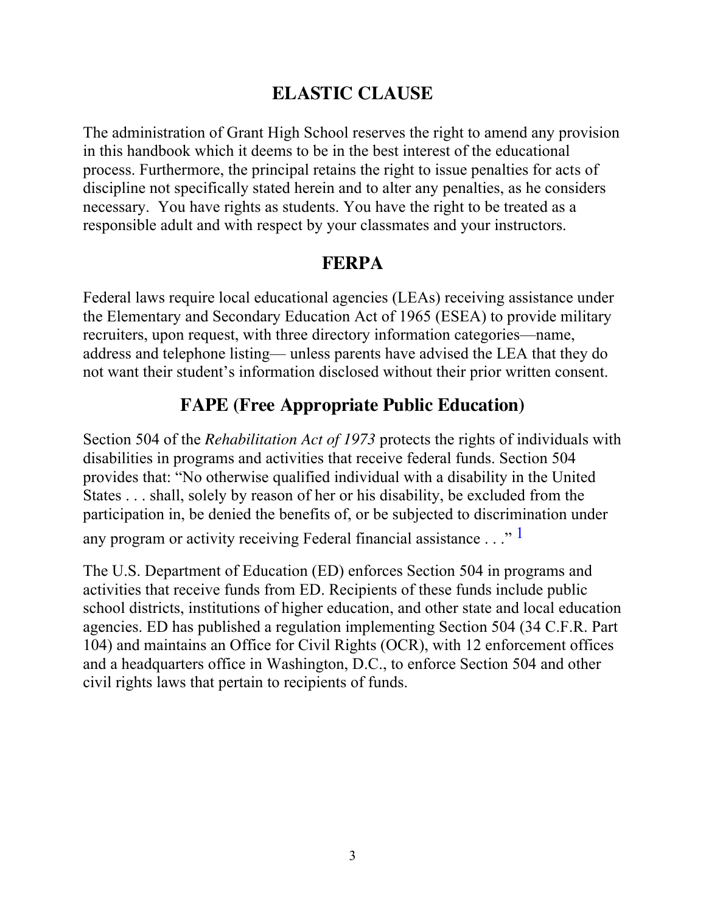## ELASTIC CLAUSE

The administration of Grant High School reserves the right to amend any provision in this handbook which it deems to be in the best interest of the educational process. Furthermore, the principal retains the right to issue penalties for acts of discipline not specifically stated herein and to alter any penalties, as he considers necessary.  You have rights as students. You have the right to be treated as a responsible adult and with respect by your classmates and your instructors.

## FERPA

Federal laws require local educational agencies (LEAs) receiving assistance under the Elementary and Secondary Education Act of 1965 (ESEA) to provide military recruiters, upon request, with three directory information categories—name, address and telephone listing— unless parents have advised the LEA that they do not want their student's information disclosed without their prior written consent.

## FAPE (Free Appropriate Public Education)

Section 504 of the *Rehabilitation Act of 1973* protects the rights of individuals with disabilities in programs and activities that receive federal funds. Section 504 provides that: "No otherwise qualified individual with a disability in the United States . . . shall, solely by reason of her or his disability, be excluded from the participation in, be denied the benefits of, or be subjected to discrimination under any program or activity receiving Federal financial assistance . . ." [1]

The U.S. Department of Education (ED) enforces Section 504 in programs and activities that receive funds from ED. Recipients of these funds include public school districts, institutions of higher education, and other state and local education agencies. ED has published a regulation implementing Section 504 (34 C.F.R. Part 104) and maintains an Office for Civil Rights (OCR), with 12 enforcement offices and a headquarters office in Washington, D.C., to enforce Section 504 and other civil rights laws that pertain to recipients of funds.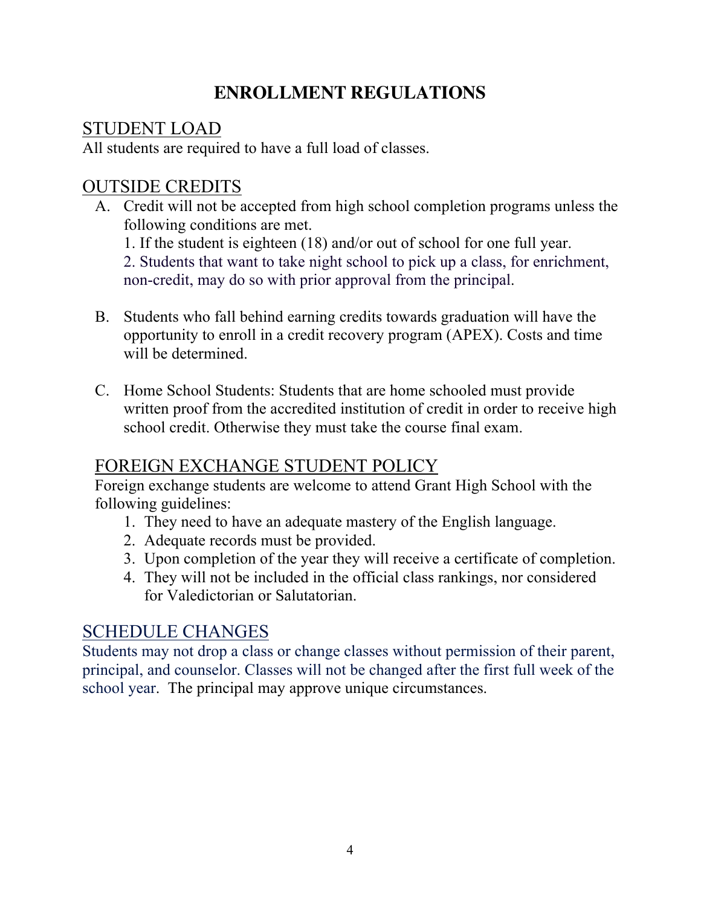# ENROLLMENT REGULATIONS

## STUDENT LOAD

All students are required to have a full load of classes.

## OUTSIDE CREDITS

A. Credit will not be accepted from high school completion programs unless the following conditions are met.
   1. If the student is eighteen (18) and/or out of school for one full year.
   2. Students that want to take night school to pick up a class, for enrichment, non-credit, may do so with prior approval from the principal.

B. Students who fall behind earning credits towards graduation will have the opportunity to enroll in a credit recovery program (APEX). Costs and time will be determined.

C. Home School Students: Students that are home schooled must provide written proof from the accredited institution of credit in order to receive high school credit. Otherwise they must take the course final exam.

## FOREIGN EXCHANGE STUDENT POLICY

Foreign exchange students are welcome to attend Grant High School with the following guidelines:

1. They need to have an adequate mastery of the English language.
2. Adequate records must be provided.
3. Upon completion of the year they will receive a certificate of completion.
4. They will not be included in the official class rankings, nor considered for Valedictorian or Salutatorian.

## SCHEDULE CHANGES

Students may not drop a class or change classes without permission of their parent, principal, and counselor. Classes will not be changed after the first full week of the school year. The principal may approve unique circumstances.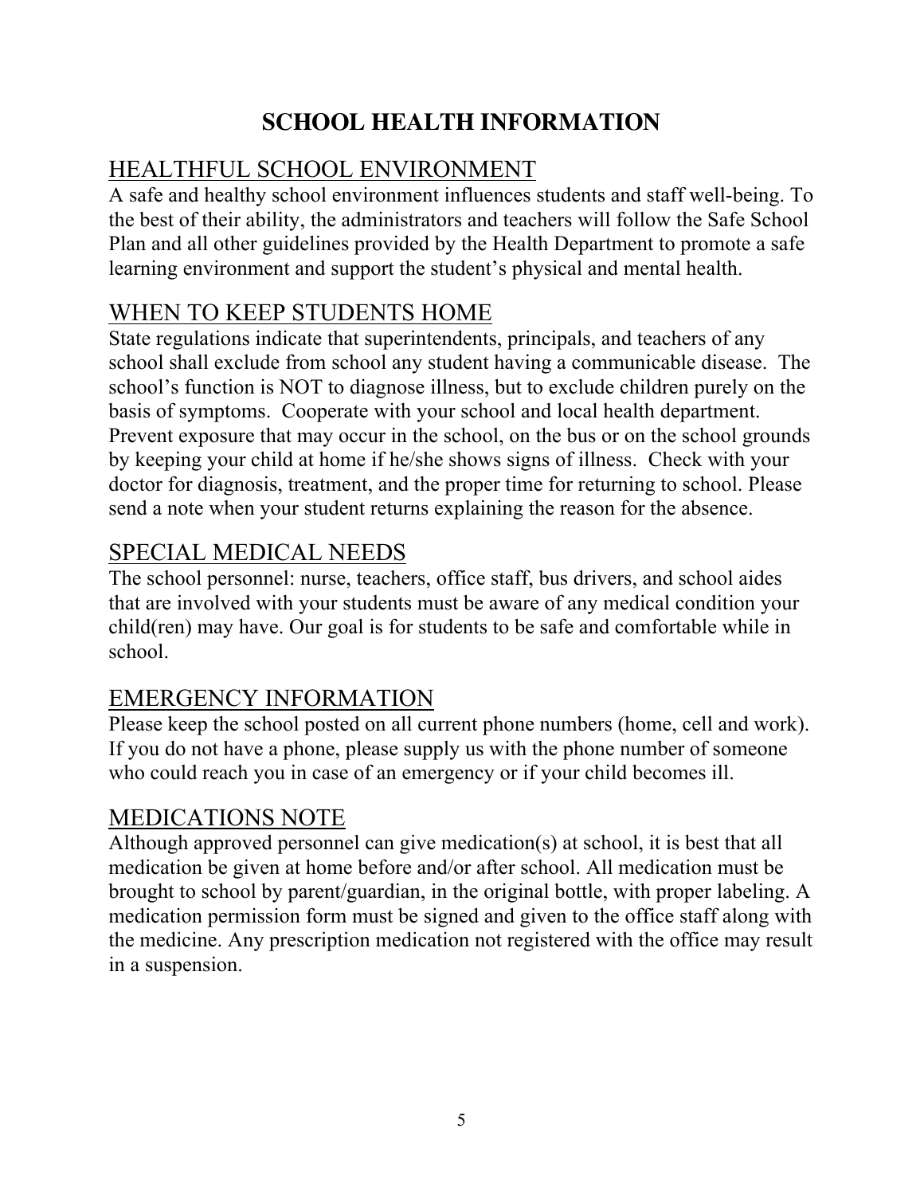# SCHOOL HEALTH INFORMATION

## HEALTHFUL SCHOOL ENVIRONMENT

A safe and healthy school environment influences students and staff well-being. To the best of their ability, the administrators and teachers will follow the Safe School Plan and all other guidelines provided by the Health Department to promote a safe learning environment and support the student's physical and mental health.

## WHEN TO KEEP STUDENTS HOME

State regulations indicate that superintendents, principals, and teachers of any school shall exclude from school any student having a communicable disease. The school's function is NOT to diagnose illness, but to exclude children purely on the basis of symptoms. Cooperate with your school and local health department. Prevent exposure that may occur in the school, on the bus or on the school grounds by keeping your child at home if he/she shows signs of illness. Check with your doctor for diagnosis, treatment, and the proper time for returning to school. Please send a note when your student returns explaining the reason for the absence.

## SPECIAL MEDICAL NEEDS

The school personnel: nurse, teachers, office staff, bus drivers, and school aides that are involved with your students must be aware of any medical condition your child(ren) may have. Our goal is for students to be safe and comfortable while in school.

## EMERGENCY INFORMATION

Please keep the school posted on all current phone numbers (home, cell and work). If you do not have a phone, please supply us with the phone number of someone who could reach you in case of an emergency or if your child becomes ill.

## MEDICATIONS NOTE

Although approved personnel can give medication(s) at school, it is best that all medication be given at home before and/or after school. All medication must be brought to school by parent/guardian, in the original bottle, with proper labeling. A medication permission form must be signed and given to the office staff along with the medicine. Any prescription medication not registered with the office may result in a suspension.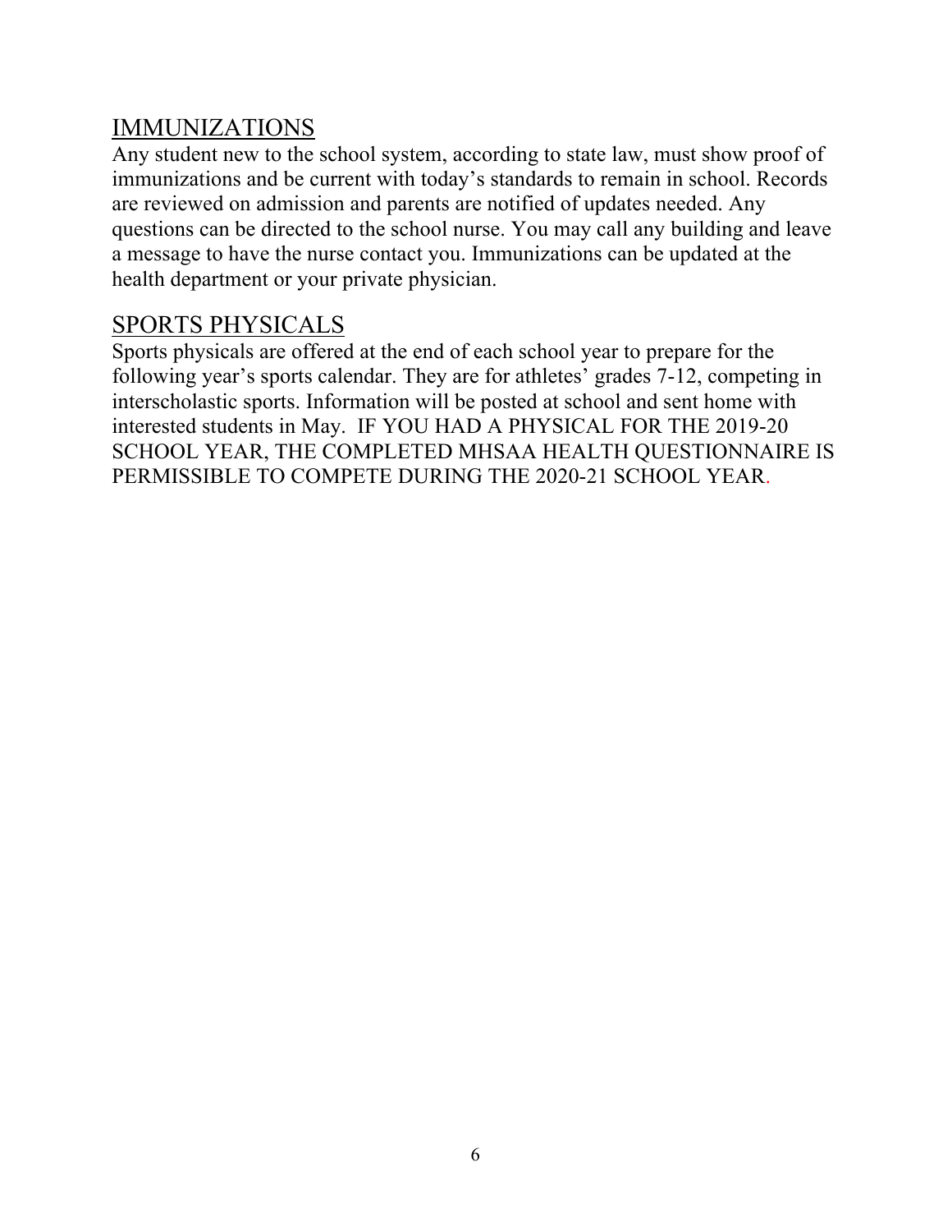## IMMUNIZATIONS

Any student new to the school system, according to state law, must show proof of immunizations and be current with today's standards to remain in school. Records are reviewed on admission and parents are notified of updates needed. Any questions can be directed to the school nurse. You may call any building and leave a message to have the nurse contact you. Immunizations can be updated at the health department or your private physician.

## SPORTS PHYSICALS

Sports physicals are offered at the end of each school year to prepare for the following year's sports calendar. They are for athletes' grades 7-12, competing in interscholastic sports. Information will be posted at school and sent home with interested students in May. IF YOU HAD A PHYSICAL FOR THE 2019-20 SCHOOL YEAR, THE COMPLETED MHSAA HEALTH QUESTIONNAIRE IS PERMISSIBLE TO COMPETE DURING THE 2020-21 SCHOOL YEAR.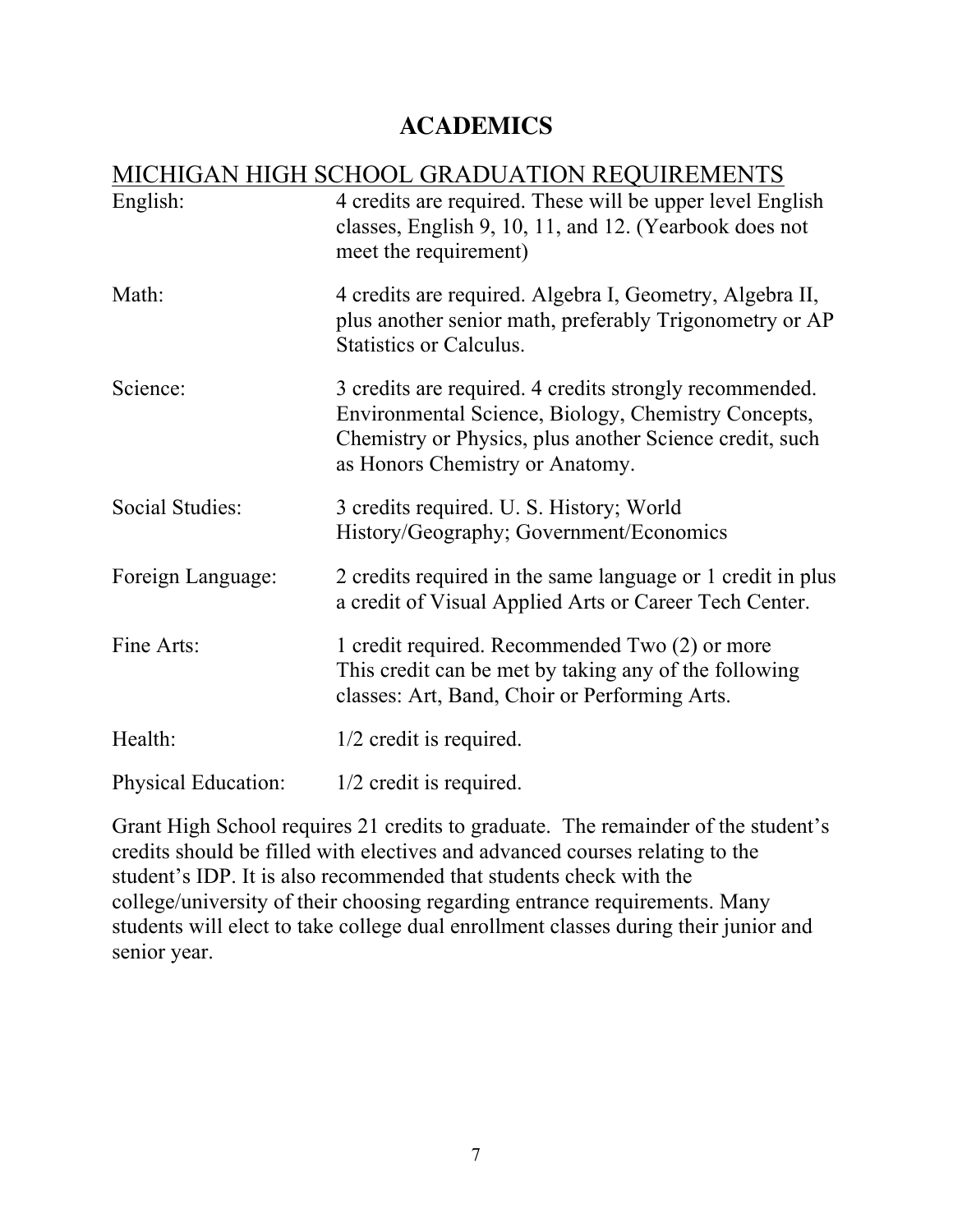# ACADEMICS

## MICHIGAN HIGH SCHOOL GRADUATION REQUIREMENTS

| | |
|---|---|
| English: | 4 credits are required. These will be upper level English classes, English 9, 10, 11, and 12. (Yearbook does not meet the requirement) |
| Math: | 4 credits are required. Algebra I, Geometry, Algebra II, plus another senior math, preferably Trigonometry or AP Statistics or Calculus. |
| Science: | 3 credits are required. 4 credits strongly recommended. Environmental Science, Biology, Chemistry Concepts, Chemistry or Physics, plus another Science credit, such as Honors Chemistry or Anatomy. |
| Social Studies: | 3 credits required. U. S. History; World History/Geography; Government/Economics |
| Foreign Language: | 2 credits required in the same language or 1 credit in plus a credit of Visual Applied Arts or Career Tech Center. |
| Fine Arts: | 1 credit required. Recommended Two (2) or more This credit can be met by taking any of the following classes: Art, Band, Choir or Performing Arts. |
| Health: | 1/2 credit is required. |
| Physical Education: | 1/2 credit is required. |

Grant High School requires 21 credits to graduate. The remainder of the student's credits should be filled with electives and advanced courses relating to the student's IDP. It is also recommended that students check with the college/university of their choosing regarding entrance requirements. Many students will elect to take college dual enrollment classes during their junior and senior year.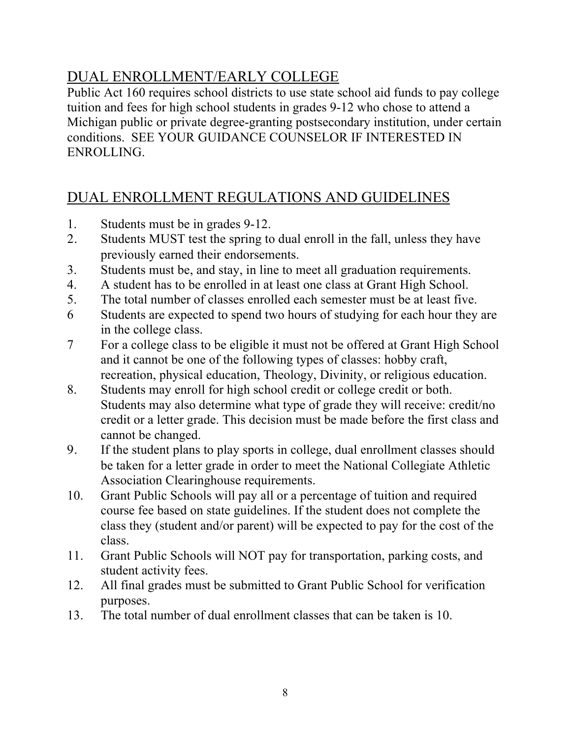## DUAL ENROLLMENT/EARLY COLLEGE

Public Act 160 requires school districts to use state school aid funds to pay college tuition and fees for high school students in grades 9-12 who chose to attend a Michigan public or private degree-granting postsecondary institution, under certain conditions. SEE YOUR GUIDANCE COUNSELOR IF INTERESTED IN ENROLLING.

## DUAL ENROLLMENT REGULATIONS AND GUIDELINES

1. Students must be in grades 9-12.
2. Students MUST test the spring to dual enroll in the fall, unless they have previously earned their endorsements.
3. Students must be, and stay, in line to meet all graduation requirements.
4. A student has to be enrolled in at least one class at Grant High School.
5. The total number of classes enrolled each semester must be at least five.
6. Students are expected to spend two hours of studying for each hour they are in the college class.
7. For a college class to be eligible it must not be offered at Grant High School and it cannot be one of the following types of classes: hobby craft, recreation, physical education, Theology, Divinity, or religious education.
8. Students may enroll for high school credit or college credit or both. Students may also determine what type of grade they will receive: credit/no credit or a letter grade. This decision must be made before the first class and cannot be changed.
9. If the student plans to play sports in college, dual enrollment classes should be taken for a letter grade in order to meet the National Collegiate Athletic Association Clearinghouse requirements.
10. Grant Public Schools will pay all or a percentage of tuition and required course fee based on state guidelines. If the student does not complete the class they (student and/or parent) will be expected to pay for the cost of the class.
11. Grant Public Schools will NOT pay for transportation, parking costs, and student activity fees.
12. All final grades must be submitted to Grant Public School for verification purposes.
13. The total number of dual enrollment classes that can be taken is 10.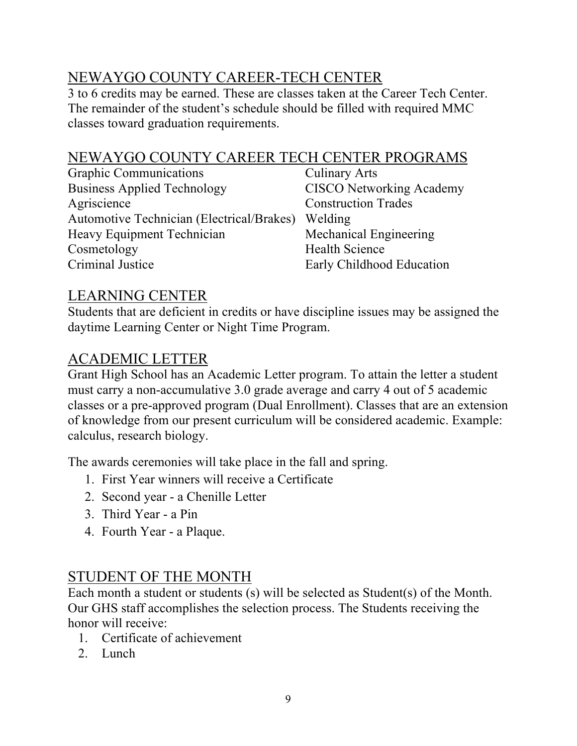## NEWAYGO COUNTY CAREER-TECH CENTER

3 to 6 credits may be earned. These are classes taken at the Career Tech Center. The remainder of the student's schedule should be filled with required MMC classes toward graduation requirements.

## NEWAYGO COUNTY CAREER TECH CENTER PROGRAMS

- Graphic Communications
- Business Applied Technology
- Agriscience
- Automotive Technician (Electrical/Brakes)
- Heavy Equipment Technician
- Cosmetology
- Criminal Justice
- Culinary Arts
- CISCO Networking Academy
- Construction Trades
- Welding
- Mechanical Engineering
- Health Science
- Early Childhood Education

## LEARNING CENTER

Students that are deficient in credits or have discipline issues may be assigned the daytime Learning Center or Night Time Program.

## ACADEMIC LETTER

Grant High School has an Academic Letter program. To attain the letter a student must carry a non-accumulative 3.0 grade average and carry 4 out of 5 academic classes or a pre-approved program (Dual Enrollment). Classes that are an extension of knowledge from our present curriculum will be considered academic. Example: calculus, research biology.

The awards ceremonies will take place in the fall and spring.

1. First Year winners will receive a Certificate
2. Second year - a Chenille Letter
3. Third Year - a Pin
4. Fourth Year - a Plaque.

## STUDENT OF THE MONTH

Each month a student or students (s) will be selected as Student(s) of the Month. Our GHS staff accomplishes the selection process. The Students receiving the honor will receive:

1. Certificate of achievement
2. Lunch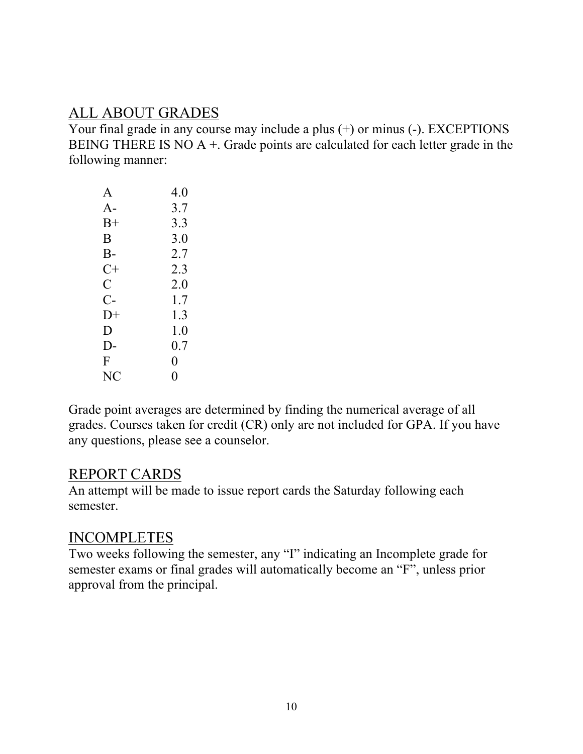## ALL ABOUT GRADES

Your final grade in any course may include a plus (+) or minus (-). EXCEPTIONS BEING THERE IS NO A +. Grade points are calculated for each letter grade in the following manner:

| Grade | Points |
|---|---|
| A | 4.0 |
| A- | 3.7 |
| B+ | 3.3 |
| B | 3.0 |
| B- | 2.7 |
| C+ | 2.3 |
| C | 2.0 |
| C- | 1.7 |
| D+ | 1.3 |
| D | 1.0 |
| D- | 0.7 |
| F | 0 |
| NC | 0 |

Grade point averages are determined by finding the numerical average of all grades. Courses taken for credit (CR) only are not included for GPA. If you have any questions, please see a counselor.

## REPORT CARDS

An attempt will be made to issue report cards the Saturday following each semester.

## INCOMPLETES

Two weeks following the semester, any "I" indicating an Incomplete grade for semester exams or final grades will automatically become an "F", unless prior approval from the principal.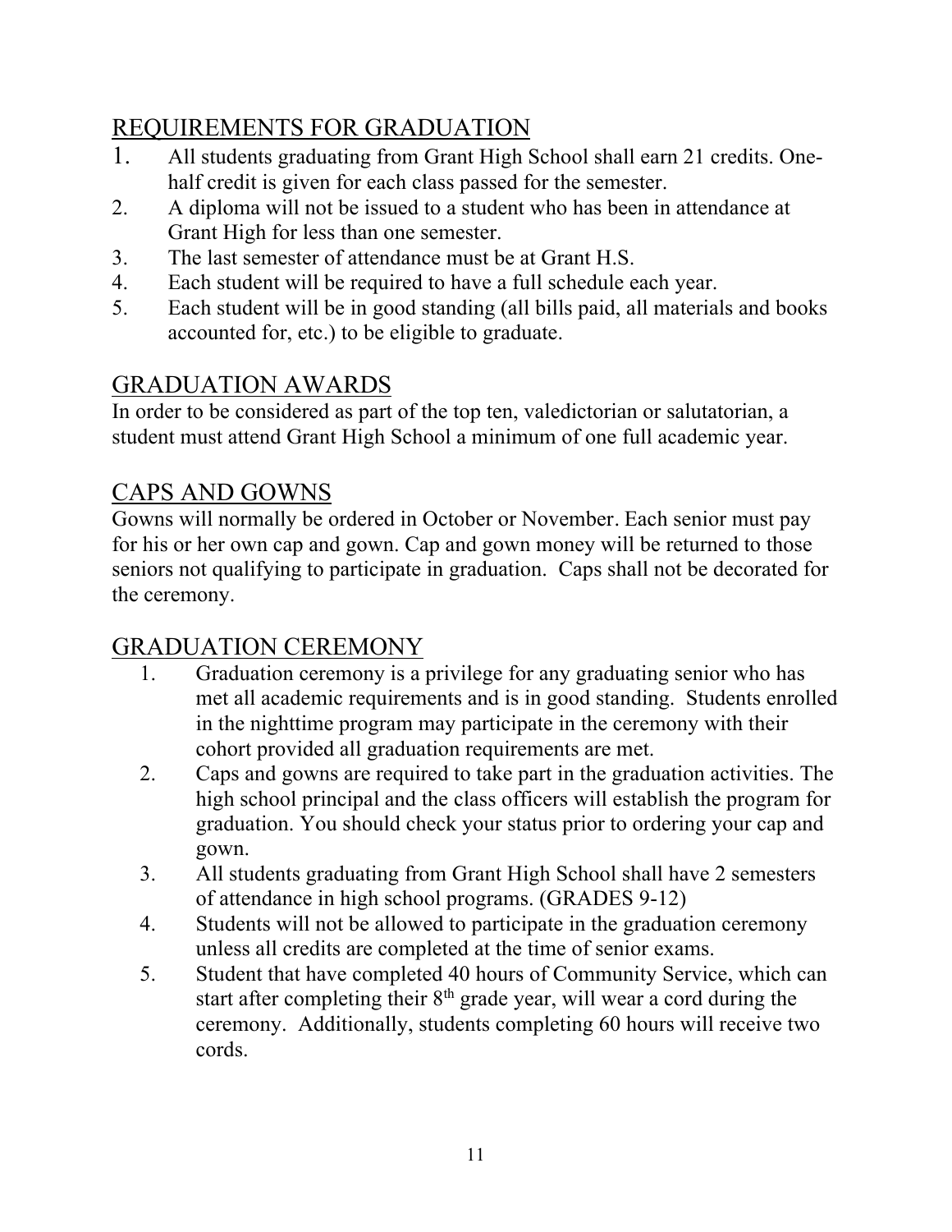## REQUIREMENTS FOR GRADUATION

1. All students graduating from Grant High School shall earn 21 credits. One-half credit is given for each class passed for the semester.
2. A diploma will not be issued to a student who has been in attendance at Grant High for less than one semester.
3. The last semester of attendance must be at Grant H.S.
4. Each student will be required to have a full schedule each year.
5. Each student will be in good standing (all bills paid, all materials and books accounted for, etc.) to be eligible to graduate.

## GRADUATION AWARDS

In order to be considered as part of the top ten, valedictorian or salutatorian, a student must attend Grant High School a minimum of one full academic year.

## CAPS AND GOWNS

Gowns will normally be ordered in October or November. Each senior must pay for his or her own cap and gown. Cap and gown money will be returned to those seniors not qualifying to participate in graduation. Caps shall not be decorated for the ceremony.

## GRADUATION CEREMONY

1. Graduation ceremony is a privilege for any graduating senior who has met all academic requirements and is in good standing. Students enrolled in the nighttime program may participate in the ceremony with their cohort provided all graduation requirements are met.
2. Caps and gowns are required to take part in the graduation activities. The high school principal and the class officers will establish the program for graduation. You should check your status prior to ordering your cap and gown.
3. All students graduating from Grant High School shall have 2 semesters of attendance in high school programs. (GRADES 9-12)
4. Students will not be allowed to participate in the graduation ceremony unless all credits are completed at the time of senior exams.
5. Student that have completed 40 hours of Community Service, which can start after completing their 8th grade year, will wear a cord during the ceremony. Additionally, students completing 60 hours will receive two cords.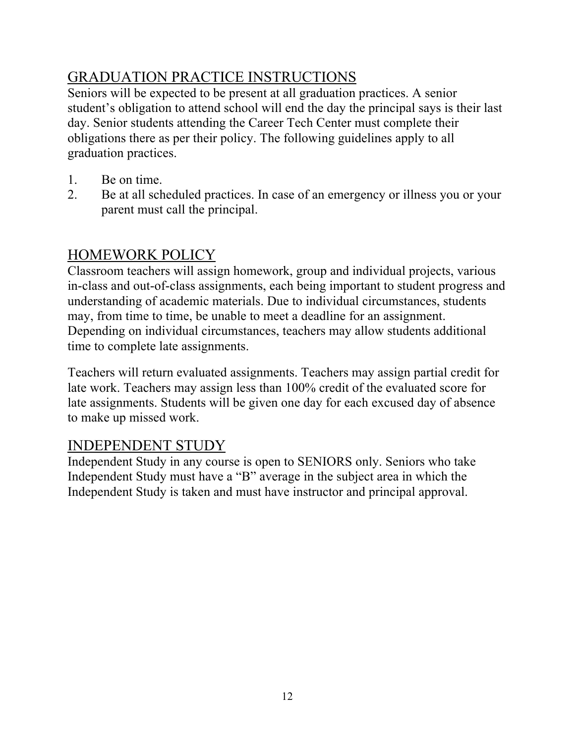## GRADUATION PRACTICE INSTRUCTIONS

Seniors will be expected to be present at all graduation practices. A senior student's obligation to attend school will end the day the principal says is their last day. Senior students attending the Career Tech Center must complete their obligations there as per their policy. The following guidelines apply to all graduation practices.

1. Be on time.
2. Be at all scheduled practices. In case of an emergency or illness you or your parent must call the principal.

## HOMEWORK POLICY

Classroom teachers will assign homework, group and individual projects, various in-class and out-of-class assignments, each being important to student progress and understanding of academic materials. Due to individual circumstances, students may, from time to time, be unable to meet a deadline for an assignment. Depending on individual circumstances, teachers may allow students additional time to complete late assignments.

Teachers will return evaluated assignments. Teachers may assign partial credit for late work. Teachers may assign less than 100% credit of the evaluated score for late assignments. Students will be given one day for each excused day of absence to make up missed work.

## INDEPENDENT STUDY

Independent Study in any course is open to SENIORS only. Seniors who take Independent Study must have a "B" average in the subject area in which the Independent Study is taken and must have instructor and principal approval.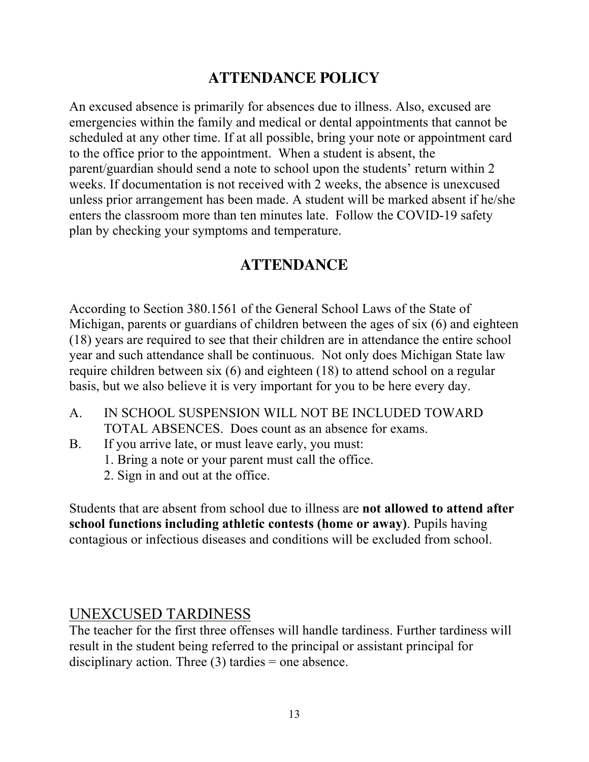## ATTENDANCE POLICY

An excused absence is primarily for absences due to illness. Also, excused are emergencies within the family and medical or dental appointments that cannot be scheduled at any other time. If at all possible, bring your note or appointment card to the office prior to the appointment. When a student is absent, the parent/guardian should send a note to school upon the students' return within 2 weeks. If documentation is not received with 2 weeks, the absence is unexcused unless prior arrangement has been made. A student will be marked absent if he/she enters the classroom more than ten minutes late. Follow the COVID-19 safety plan by checking your symptoms and temperature.

## ATTENDANCE

According to Section 380.1561 of the General School Laws of the State of Michigan, parents or guardians of children between the ages of six (6) and eighteen (18) years are required to see that their children are in attendance the entire school year and such attendance shall be continuous. Not only does Michigan State law require children between six (6) and eighteen (18) to attend school on a regular basis, but we also believe it is very important for you to be here every day.

A. IN SCHOOL SUSPENSION WILL NOT BE INCLUDED TOWARD TOTAL ABSENCES. Does count as an absence for exams.
B. If you arrive late, or must leave early, you must:
   1. Bring a note or your parent must call the office.
   2. Sign in and out at the office.

Students that are absent from school due to illness are **not allowed to attend after school functions including athletic contests (home or away)**. Pupils having contagious or infectious diseases and conditions will be excluded from school.

### UNEXCUSED TARDINESS

The teacher for the first three offenses will handle tardiness. Further tardiness will result in the student being referred to the principal or assistant principal for disciplinary action. Three (3) tardies = one absence.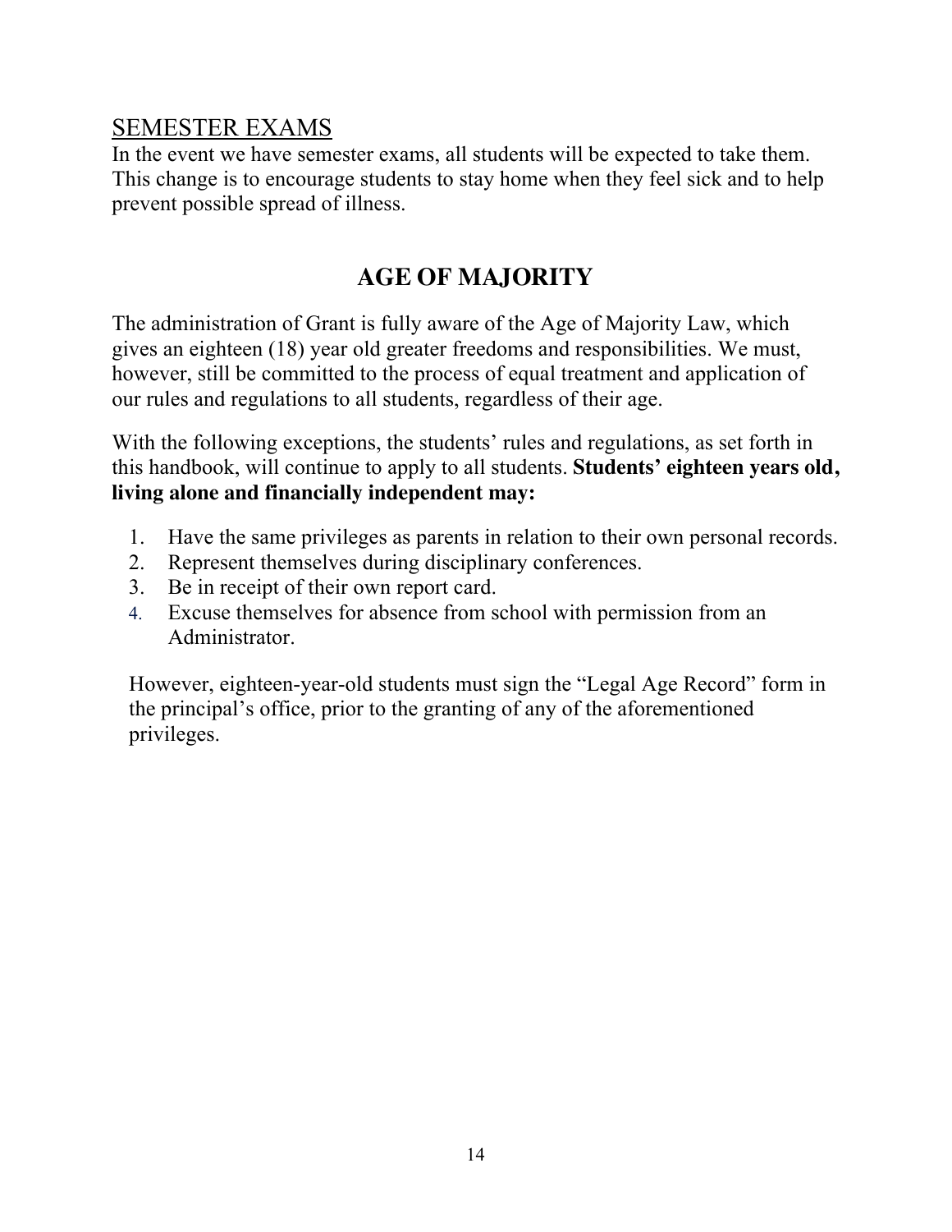SEMESTER EXAMS

In the event we have semester exams, all students will be expected to take them. This change is to encourage students to stay home when they feel sick and to help prevent possible spread of illness.

# AGE OF MAJORITY

The administration of Grant is fully aware of the Age of Majority Law, which gives an eighteen (18) year old greater freedoms and responsibilities. We must, however, still be committed to the process of equal treatment and application of our rules and regulations to all students, regardless of their age.

With the following exceptions, the students' rules and regulations, as set forth in this handbook, will continue to apply to all students. **Students' eighteen years old, living alone and financially independent may:**

1. Have the same privileges as parents in relation to their own personal records.
2. Represent themselves during disciplinary conferences.
3. Be in receipt of their own report card.
4. Excuse themselves for absence from school with permission from an Administrator.

However, eighteen-year-old students must sign the "Legal Age Record" form in the principal's office, prior to the granting of any of the aforementioned privileges.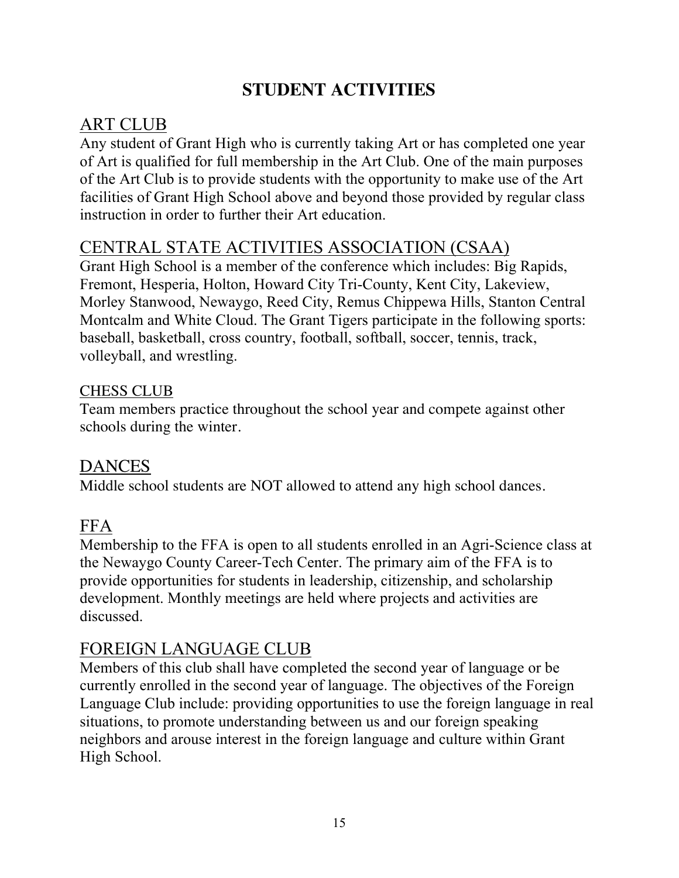# STUDENT ACTIVITIES

## ART CLUB

Any student of Grant High who is currently taking Art or has completed one year of Art is qualified for full membership in the Art Club. One of the main purposes of the Art Club is to provide students with the opportunity to make use of the Art facilities of Grant High School above and beyond those provided by regular class instruction in order to further their Art education.

## CENTRAL STATE ACTIVITIES ASSOCIATION (CSAA)

Grant High School is a member of the conference which includes: Big Rapids, Fremont, Hesperia, Holton, Howard City Tri-County, Kent City, Lakeview, Morley Stanwood, Newaygo, Reed City, Remus Chippewa Hills, Stanton Central Montcalm and White Cloud. The Grant Tigers participate in the following sports: baseball, basketball, cross country, football, softball, soccer, tennis, track, volleyball, and wrestling.

### CHESS CLUB

Team members practice throughout the school year and compete against other schools during the winter.

## DANCES

Middle school students are NOT allowed to attend any high school dances.

## FFA

Membership to the FFA is open to all students enrolled in an Agri-Science class at the Newaygo County Career-Tech Center. The primary aim of the FFA is to provide opportunities for students in leadership, citizenship, and scholarship development. Monthly meetings are held where projects and activities are discussed.

## FOREIGN LANGUAGE CLUB

Members of this club shall have completed the second year of language or be currently enrolled in the second year of language. The objectives of the Foreign Language Club include: providing opportunities to use the foreign language in real situations, to promote understanding between us and our foreign speaking neighbors and arouse interest in the foreign language and culture within Grant High School.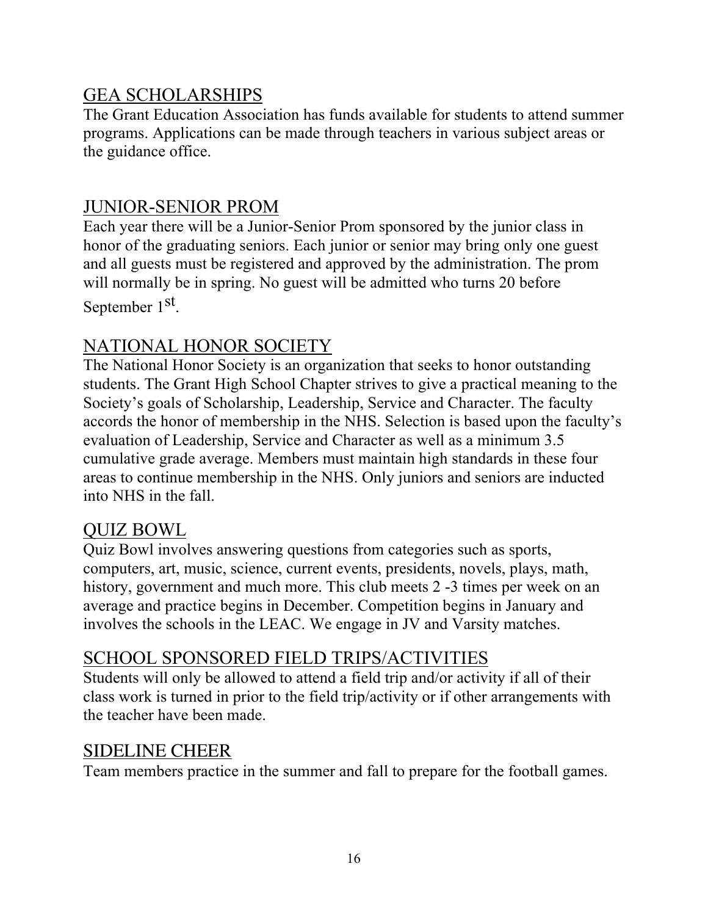## GEA SCHOLARSHIPS

The Grant Education Association has funds available for students to attend summer programs. Applications can be made through teachers in various subject areas or the guidance office.

## JUNIOR-SENIOR PROM

Each year there will be a Junior-Senior Prom sponsored by the junior class in honor of the graduating seniors. Each junior or senior may bring only one guest and all guests must be registered and approved by the administration. The prom will normally be in spring. No guest will be admitted who turns 20 before September 1st.

## NATIONAL HONOR SOCIETY

The National Honor Society is an organization that seeks to honor outstanding students. The Grant High School Chapter strives to give a practical meaning to the Society's goals of Scholarship, Leadership, Service and Character. The faculty accords the honor of membership in the NHS. Selection is based upon the faculty's evaluation of Leadership, Service and Character as well as a minimum 3.5 cumulative grade average. Members must maintain high standards in these four areas to continue membership in the NHS. Only juniors and seniors are inducted into NHS in the fall.

## QUIZ BOWL

Quiz Bowl involves answering questions from categories such as sports, computers, art, music, science, current events, presidents, novels, plays, math, history, government and much more. This club meets 2 -3 times per week on an average and practice begins in December. Competition begins in January and involves the schools in the LEAC. We engage in JV and Varsity matches.

## SCHOOL SPONSORED FIELD TRIPS/ACTIVITIES

Students will only be allowed to attend a field trip and/or activity if all of their class work is turned in prior to the field trip/activity or if other arrangements with the teacher have been made.

## SIDELINE CHEER

Team members practice in the summer and fall to prepare for the football games.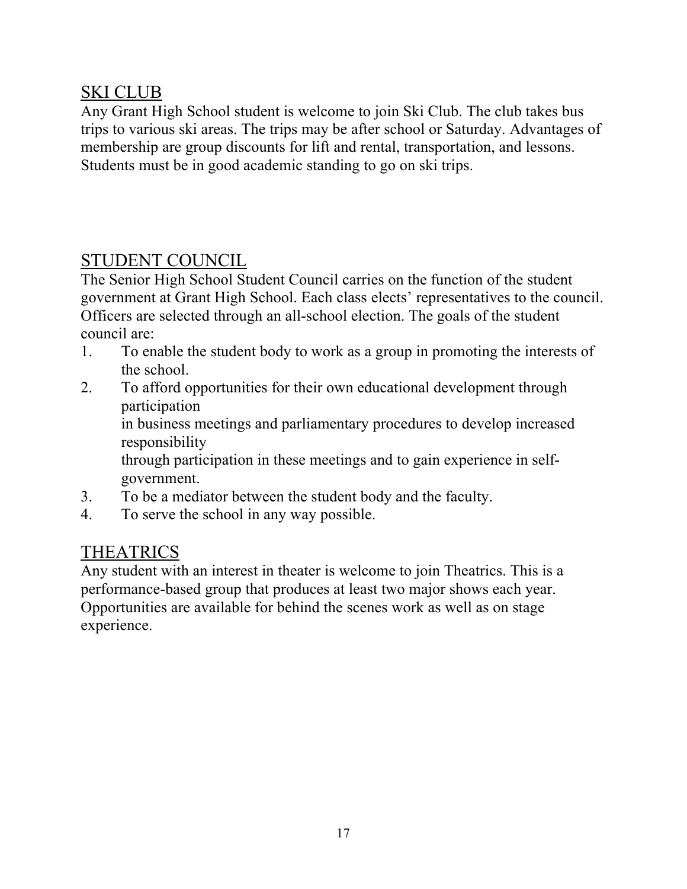## SKI CLUB

Any Grant High School student is welcome to join Ski Club. The club takes bus trips to various ski areas. The trips may be after school or Saturday. Advantages of membership are group discounts for lift and rental, transportation, and lessons. Students must be in good academic standing to go on ski trips.

## STUDENT COUNCIL

The Senior High School Student Council carries on the function of the student government at Grant High School. Each class elects' representatives to the council. Officers are selected through an all-school election. The goals of the student council are:

1. To enable the student body to work as a group in promoting the interests of the school.
2. To afford opportunities for their own educational development through participation in business meetings and parliamentary procedures to develop increased responsibility through participation in these meetings and to gain experience in self-government.
3. To be a mediator between the student body and the faculty.
4. To serve the school in any way possible.

## THEATRICS

Any student with an interest in theater is welcome to join Theatrics. This is a performance-based group that produces at least two major shows each year. Opportunities are available for behind the scenes work as well as on stage experience.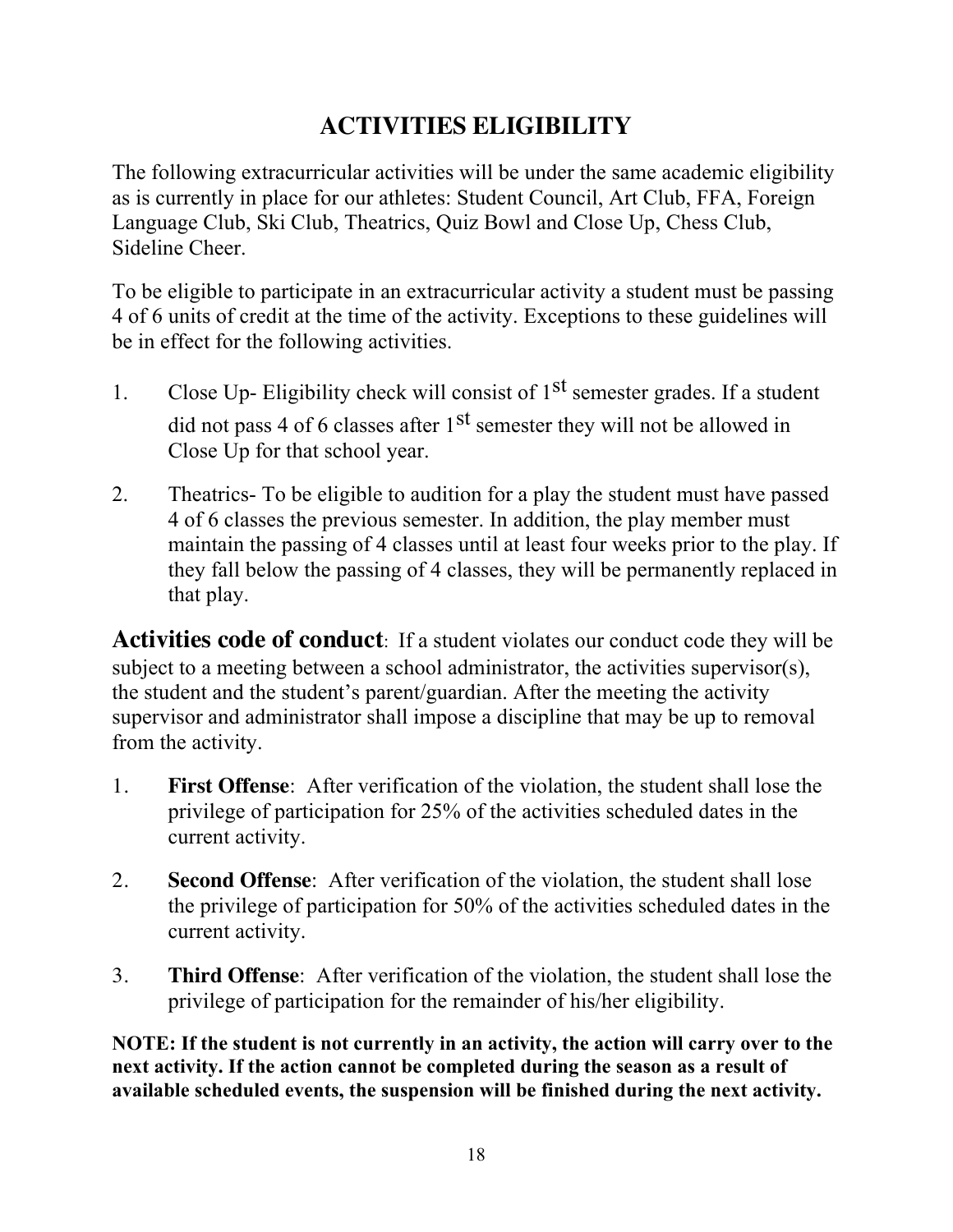# ACTIVITIES ELIGIBILITY

The following extracurricular activities will be under the same academic eligibility as is currently in place for our athletes: Student Council, Art Club, FFA, Foreign Language Club, Ski Club, Theatrics, Quiz Bowl and Close Up, Chess Club, Sideline Cheer.

To be eligible to participate in an extracurricular activity a student must be passing 4 of 6 units of credit at the time of the activity. Exceptions to these guidelines will be in effect for the following activities.

1. Close Up- Eligibility check will consist of 1st semester grades. If a student did not pass 4 of 6 classes after 1st semester they will not be allowed in Close Up for that school year.
2. Theatrics- To be eligible to audition for a play the student must have passed 4 of 6 classes the previous semester. In addition, the play member must maintain the passing of 4 classes until at least four weeks prior to the play. If they fall below the passing of 4 classes, they will be permanently replaced in that play.

**Activities code of conduct**: If a student violates our conduct code they will be subject to a meeting between a school administrator, the activities supervisor(s), the student and the student's parent/guardian. After the meeting the activity supervisor and administrator shall impose a discipline that may be up to removal from the activity.

1. **First Offense**: After verification of the violation, the student shall lose the privilege of participation for 25% of the activities scheduled dates in the current activity.
2. **Second Offense**: After verification of the violation, the student shall lose the privilege of participation for 50% of the activities scheduled dates in the current activity.
3. **Third Offense**: After verification of the violation, the student shall lose the privilege of participation for the remainder of his/her eligibility.

**NOTE: If the student is not currently in an activity, the action will carry over to the next activity. If the action cannot be completed during the season as a result of available scheduled events, the suspension will be finished during the next activity.**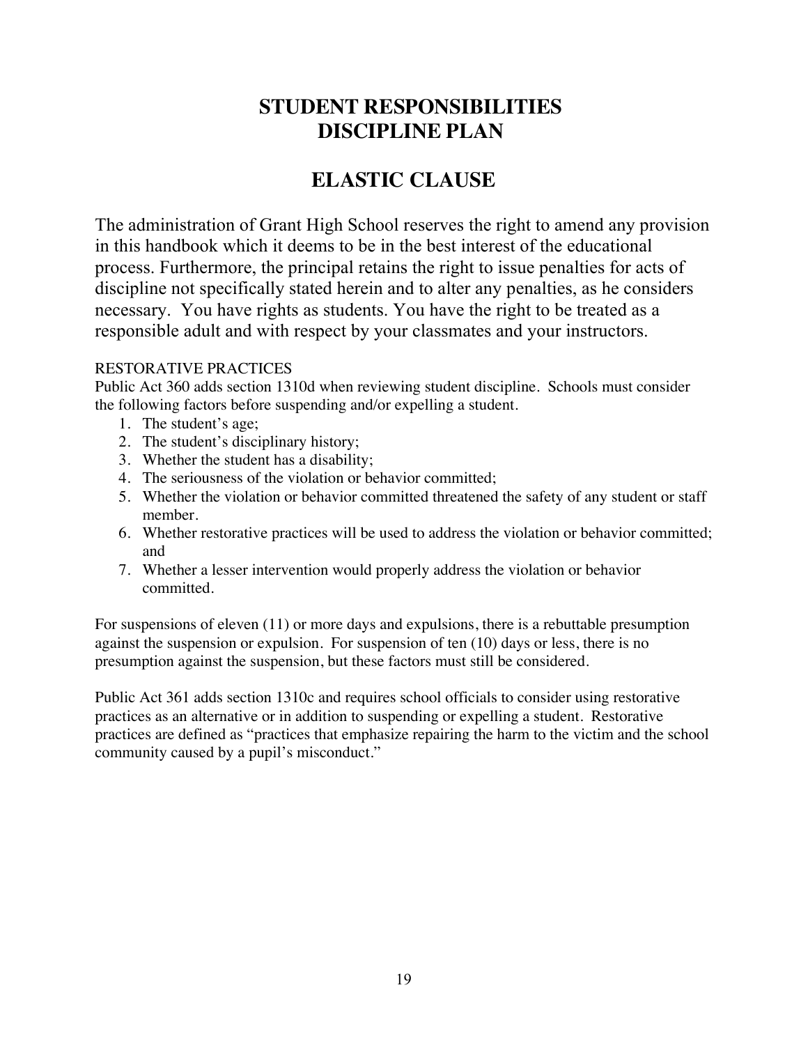# STUDENT RESPONSIBILITIES
# DISCIPLINE PLAN

## ELASTIC CLAUSE

The administration of Grant High School reserves the right to amend any provision in this handbook which it deems to be in the best interest of the educational process. Furthermore, the principal retains the right to issue penalties for acts of discipline not specifically stated herein and to alter any penalties, as he considers necessary. You have rights as students. You have the right to be treated as a responsible adult and with respect by your classmates and your instructors.

RESTORATIVE PRACTICES

Public Act 360 adds section 1310d when reviewing student discipline. Schools must consider the following factors before suspending and/or expelling a student.

1. The student's age;
2. The student's disciplinary history;
3. Whether the student has a disability;
4. The seriousness of the violation or behavior committed;
5. Whether the violation or behavior committed threatened the safety of any student or staff member.
6. Whether restorative practices will be used to address the violation or behavior committed; and
7. Whether a lesser intervention would properly address the violation or behavior committed.

For suspensions of eleven (11) or more days and expulsions, there is a rebuttable presumption against the suspension or expulsion. For suspension of ten (10) days or less, there is no presumption against the suspension, but these factors must still be considered.

Public Act 361 adds section 1310c and requires school officials to consider using restorative practices as an alternative or in addition to suspending or expelling a student. Restorative practices are defined as "practices that emphasize repairing the harm to the victim and the school community caused by a pupil's misconduct."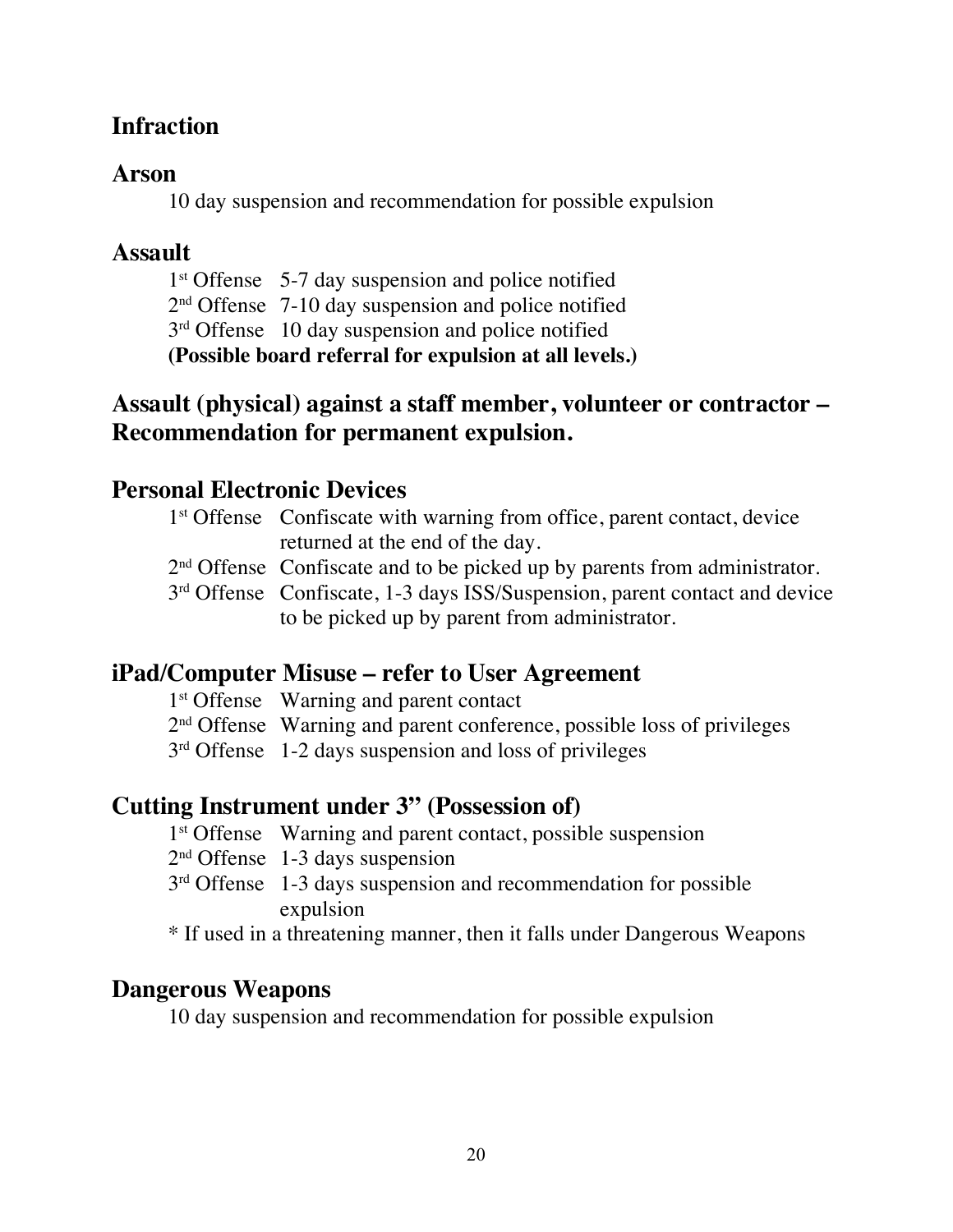## Infraction

### Arson

10 day suspension and recommendation for possible expulsion

### Assault

1st Offense 5-7 day suspension and police notified
2nd Offense 7-10 day suspension and police notified
3rd Offense 10 day suspension and police notified
**(Possible board referral for expulsion at all levels.)**

### Assault (physical) against a staff member, volunteer or contractor – Recommendation for permanent expulsion.

### Personal Electronic Devices

1st Offense Confiscate with warning from office, parent contact, device returned at the end of the day.
2nd Offense Confiscate and to be picked up by parents from administrator.
3rd Offense Confiscate, 1-3 days ISS/Suspension, parent contact and device to be picked up by parent from administrator.

### iPad/Computer Misuse – refer to User Agreement

1st Offense Warning and parent contact
2nd Offense Warning and parent conference, possible loss of privileges
3rd Offense 1-2 days suspension and loss of privileges

### Cutting Instrument under 3" (Possession of)

1st Offense Warning and parent contact, possible suspension
2nd Offense 1-3 days suspension
3rd Offense 1-3 days suspension and recommendation for possible expulsion
* If used in a threatening manner, then it falls under Dangerous Weapons

### Dangerous Weapons

10 day suspension and recommendation for possible expulsion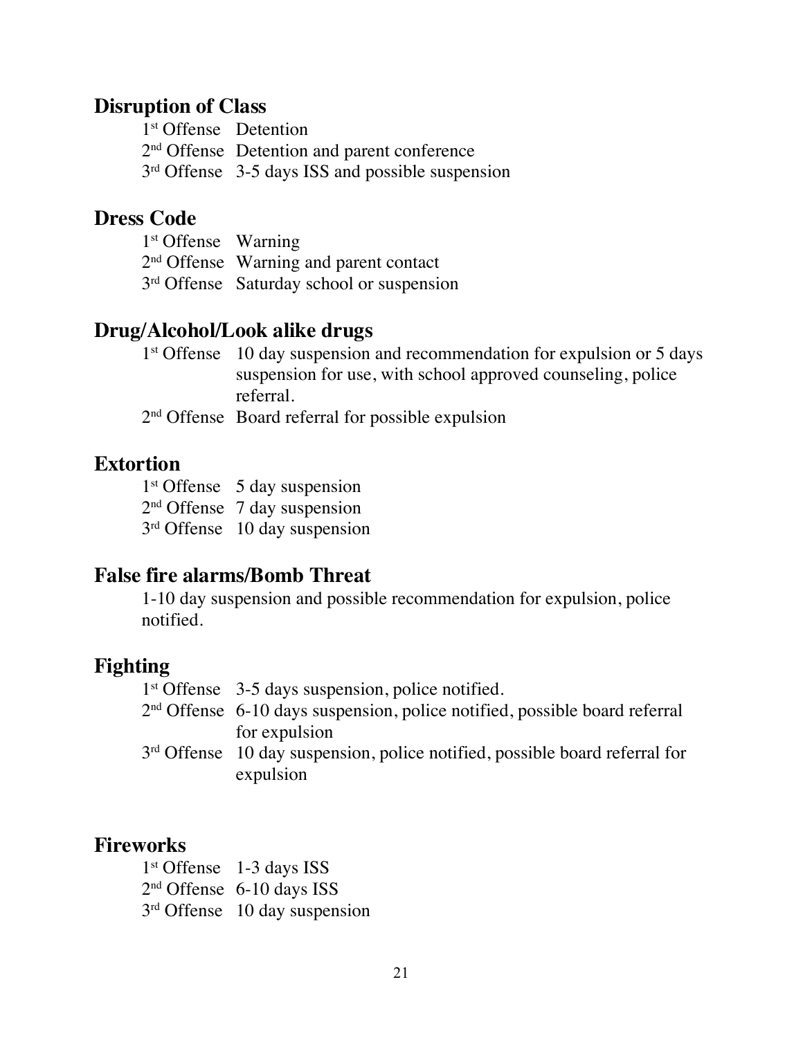## Disruption of Class

1st Offense Detention
2nd Offense Detention and parent conference
3rd Offense 3-5 days ISS and possible suspension

## Dress Code

1st Offense Warning
2nd Offense Warning and parent contact
3rd Offense Saturday school or suspension

## Drug/Alcohol/Look alike drugs

1st Offense 10 day suspension and recommendation for expulsion or 5 days suspension for use, with school approved counseling, police referral.
2nd Offense Board referral for possible expulsion

## Extortion

1st Offense 5 day suspension
2nd Offense 7 day suspension
3rd Offense 10 day suspension

## False fire alarms/Bomb Threat

1-10 day suspension and possible recommendation for expulsion, police notified.

## Fighting

1st Offense 3-5 days suspension, police notified.
2nd Offense 6-10 days suspension, police notified, possible board referral for expulsion
3rd Offense 10 day suspension, police notified, possible board referral for expulsion

## Fireworks

1st Offense 1-3 days ISS
2nd Offense 6-10 days ISS
3rd Offense 10 day suspension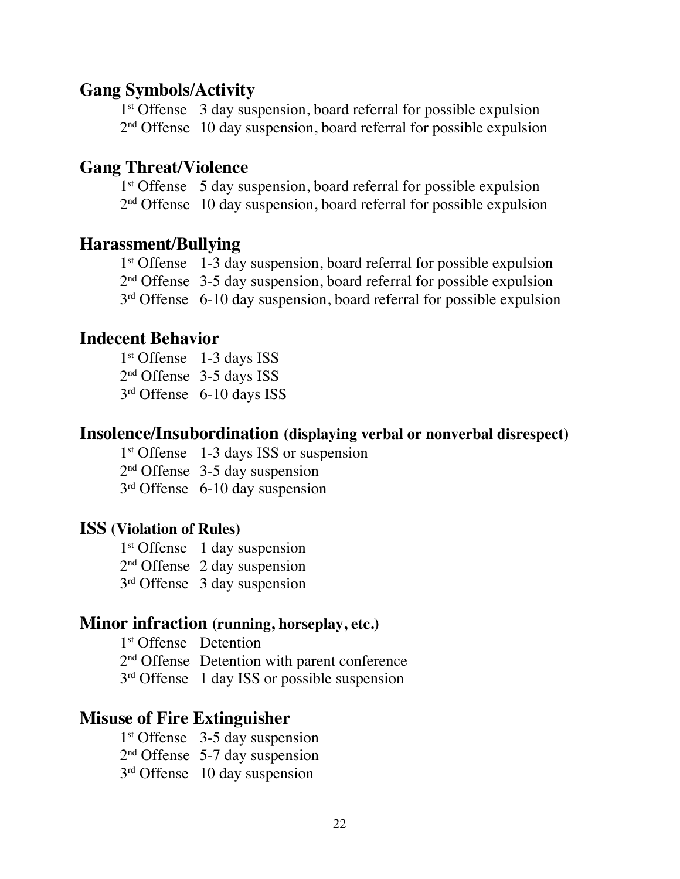### Gang Symbols/Activity

1st Offense 3 day suspension, board referral for possible expulsion
2nd Offense 10 day suspension, board referral for possible expulsion

### Gang Threat/Violence

1st Offense 5 day suspension, board referral for possible expulsion
2nd Offense 10 day suspension, board referral for possible expulsion

### Harassment/Bullying

1st Offense 1-3 day suspension, board referral for possible expulsion
2nd Offense 3-5 day suspension, board referral for possible expulsion
3rd Offense 6-10 day suspension, board referral for possible expulsion

### Indecent Behavior

1st Offense 1-3 days ISS
2nd Offense 3-5 days ISS
3rd Offense 6-10 days ISS

### Insolence/Insubordination (displaying verbal or nonverbal disrespect)

1st Offense 1-3 days ISS or suspension
2nd Offense 3-5 day suspension
3rd Offense 6-10 day suspension

### ISS (Violation of Rules)

1st Offense 1 day suspension
2nd Offense 2 day suspension
3rd Offense 3 day suspension

### Minor infraction (running, horseplay, etc.)

1st Offense Detention
2nd Offense Detention with parent conference
3rd Offense 1 day ISS or possible suspension

### Misuse of Fire Extinguisher

1st Offense 3-5 day suspension
2nd Offense 5-7 day suspension
3rd Offense 10 day suspension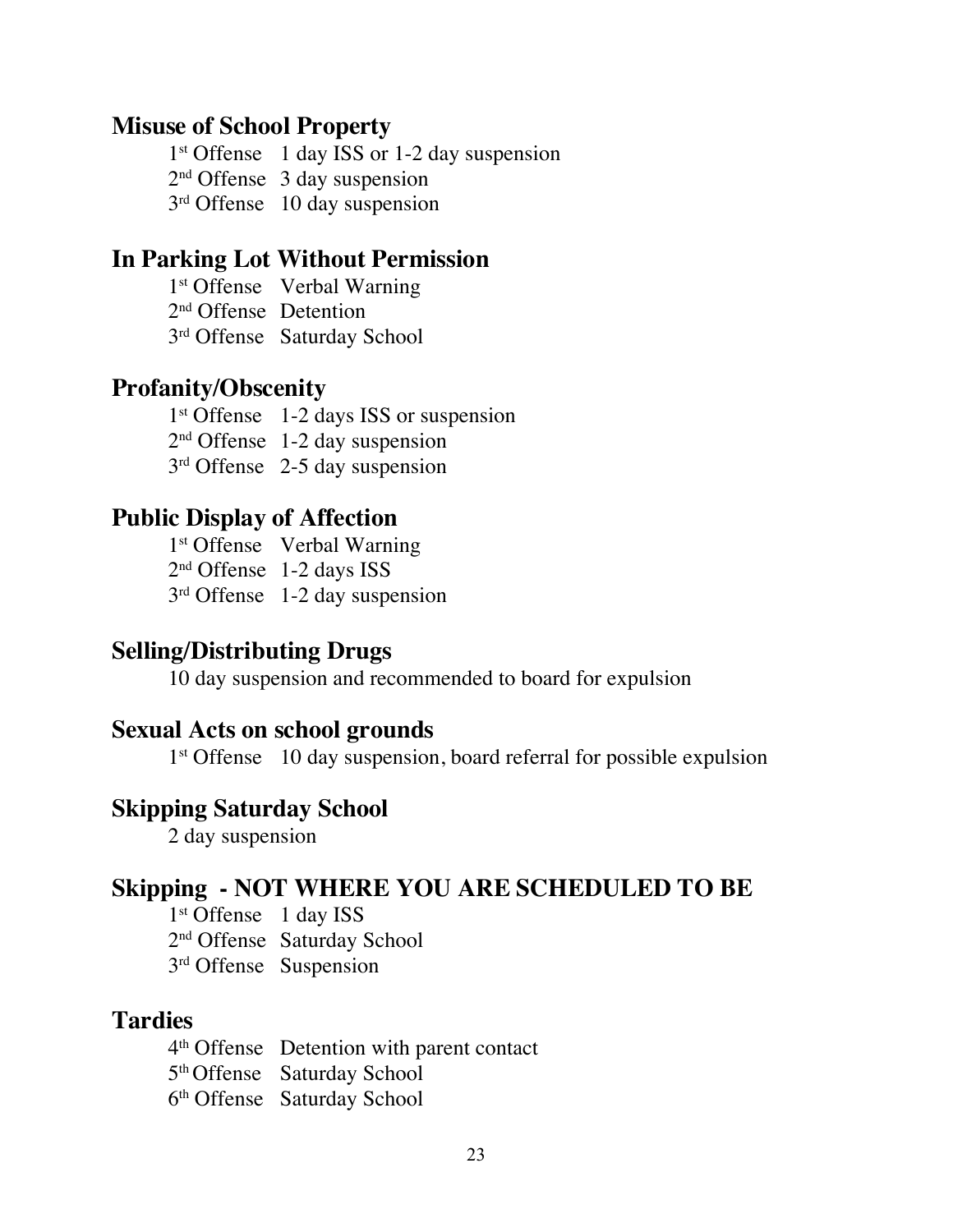## Misuse of School Property

1st Offense 1 day ISS or 1-2 day suspension
2nd Offense 3 day suspension
3rd Offense 10 day suspension

## In Parking Lot Without Permission

1st Offense Verbal Warning
2nd Offense Detention
3rd Offense Saturday School

## Profanity/Obscenity

1st Offense 1-2 days ISS or suspension
2nd Offense 1-2 day suspension
3rd Offense 2-5 day suspension

## Public Display of Affection

1st Offense Verbal Warning
2nd Offense 1-2 days ISS
3rd Offense 1-2 day suspension

## Selling/Distributing Drugs

10 day suspension and recommended to board for expulsion

## Sexual Acts on school grounds

1st Offense 10 day suspension, board referral for possible expulsion

## Skipping Saturday School

2 day suspension

## Skipping - NOT WHERE YOU ARE SCHEDULED TO BE

1st Offense 1 day ISS
2nd Offense Saturday School
3rd Offense Suspension

## Tardies

4th Offense Detention with parent contact
5th Offense Saturday School
6th Offense Saturday School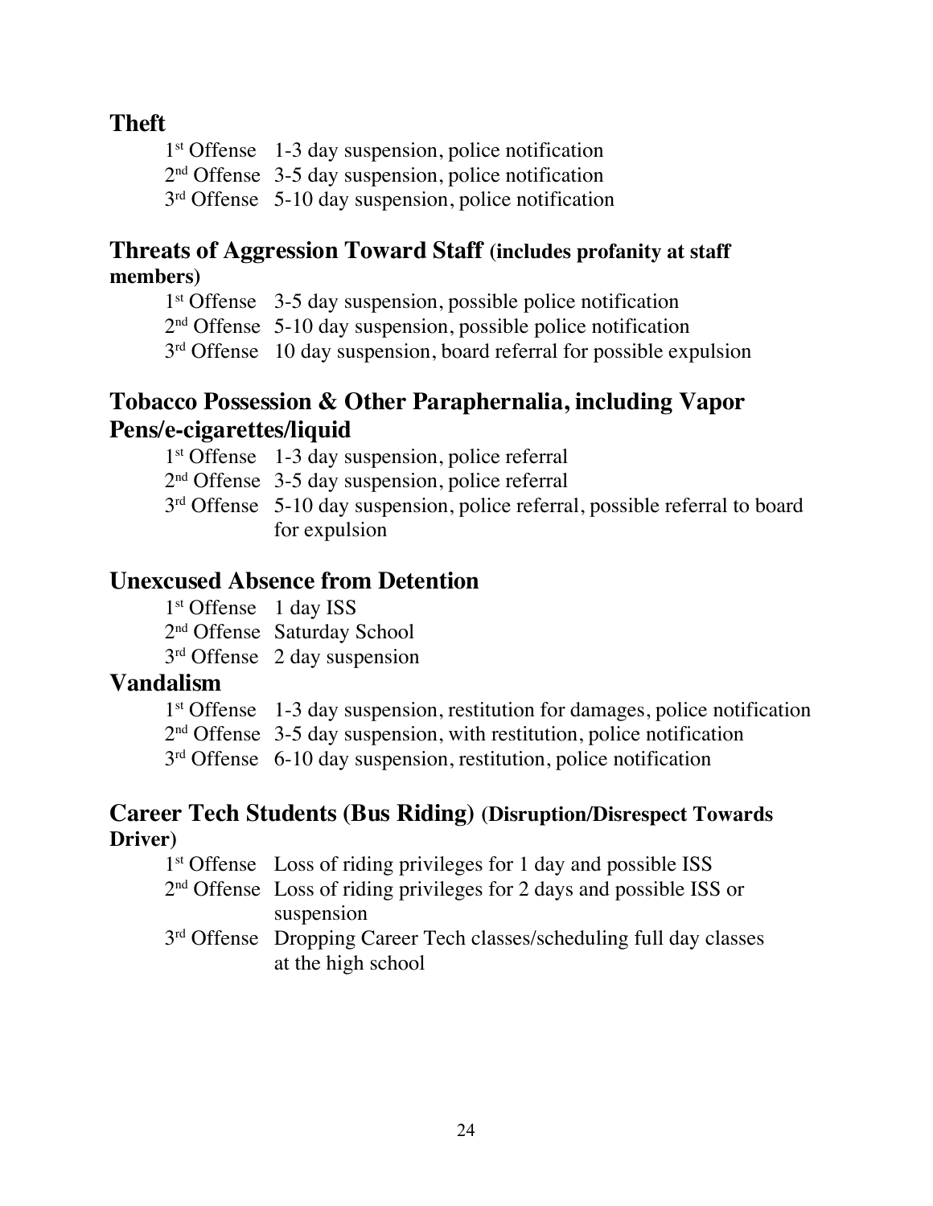## Theft

1st Offense 1-3 day suspension, police notification
2nd Offense 3-5 day suspension, police notification
3rd Offense 5-10 day suspension, police notification

## Threats of Aggression Toward Staff (includes profanity at staff members)

1st Offense 3-5 day suspension, possible police notification
2nd Offense 5-10 day suspension, possible police notification
3rd Offense 10 day suspension, board referral for possible expulsion

## Tobacco Possession & Other Paraphernalia, including Vapor Pens/e-cigarettes/liquid

1st Offense 1-3 day suspension, police referral
2nd Offense 3-5 day suspension, police referral
3rd Offense 5-10 day suspension, police referral, possible referral to board for expulsion

## Unexcused Absence from Detention

1st Offense 1 day ISS
2nd Offense Saturday School
3rd Offense 2 day suspension

## Vandalism

1st Offense 1-3 day suspension, restitution for damages, police notification
2nd Offense 3-5 day suspension, with restitution, police notification
3rd Offense 6-10 day suspension, restitution, police notification

## Career Tech Students (Bus Riding) (Disruption/Disrespect Towards Driver)

1st Offense Loss of riding privileges for 1 day and possible ISS
2nd Offense Loss of riding privileges for 2 days and possible ISS or suspension
3rd Offense Dropping Career Tech classes/scheduling full day classes at the high school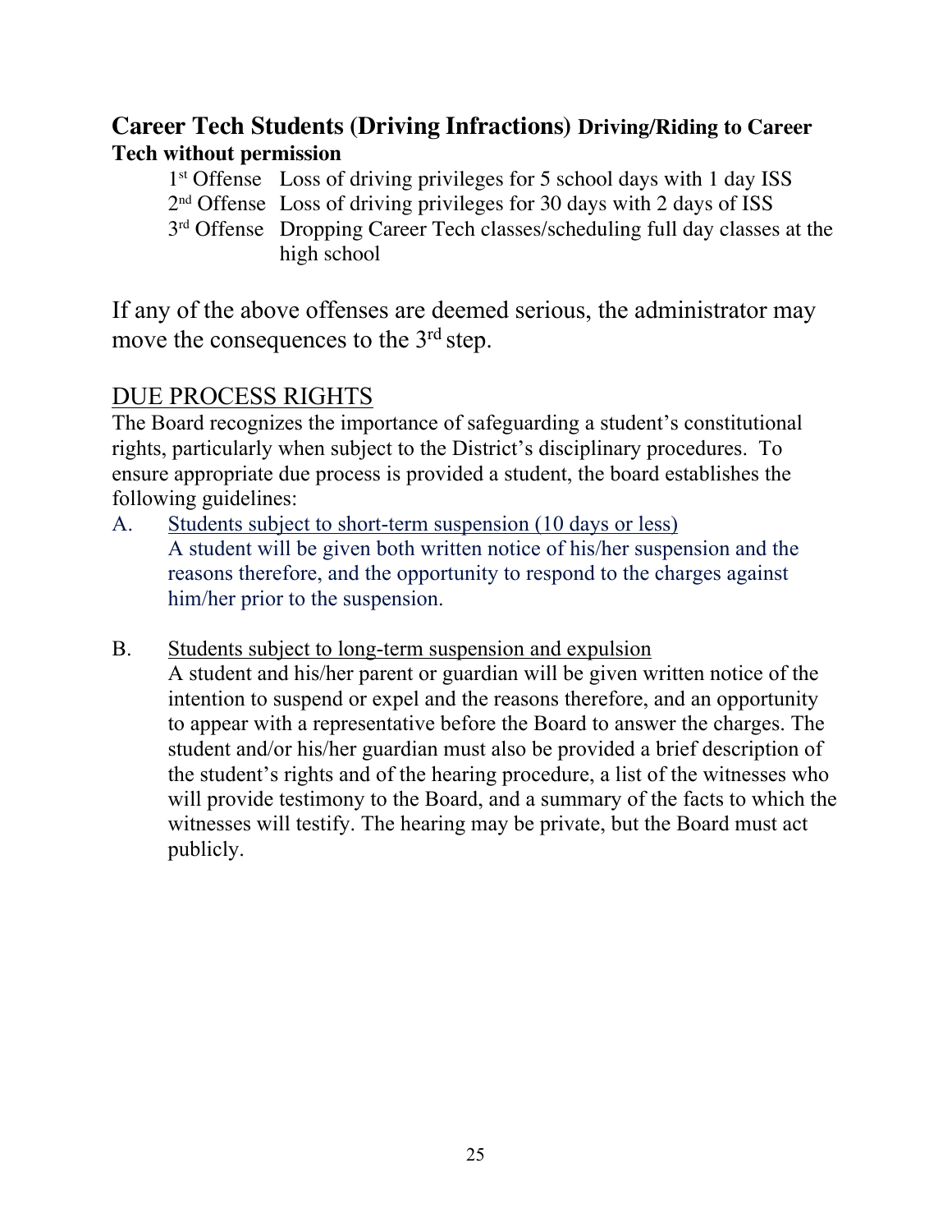### Career Tech Students (Driving Infractions) Driving/Riding to Career Tech without permission

1st Offense  Loss of driving privileges for 5 school days with 1 day ISS
2nd Offense  Loss of driving privileges for 30 days with 2 days of ISS
3rd Offense  Dropping Career Tech classes/scheduling full day classes at the high school

If any of the above offenses are deemed serious, the administrator may move the consequences to the 3rd step.

## DUE PROCESS RIGHTS

The Board recognizes the importance of safeguarding a student's constitutional rights, particularly when subject to the District's disciplinary procedures. To ensure appropriate due process is provided a student, the board establishes the following guidelines:

A. Students subject to short-term suspension (10 days or less)
A student will be given both written notice of his/her suspension and the reasons therefore, and the opportunity to respond to the charges against him/her prior to the suspension.

B. Students subject to long-term suspension and expulsion
A student and his/her parent or guardian will be given written notice of the intention to suspend or expel and the reasons therefore, and an opportunity to appear with a representative before the Board to answer the charges. The student and/or his/her guardian must also be provided a brief description of the student's rights and of the hearing procedure, a list of the witnesses who will provide testimony to the Board, and a summary of the facts to which the witnesses will testify. The hearing may be private, but the Board must act publicly.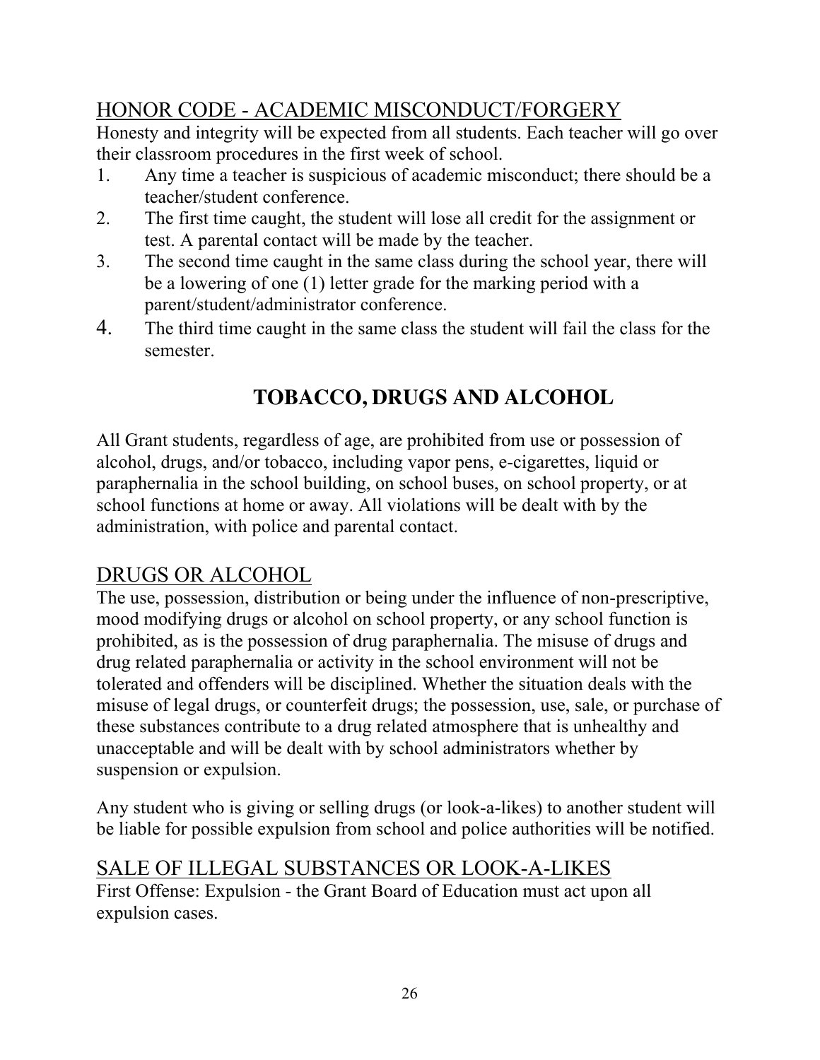## HONOR CODE - ACADEMIC MISCONDUCT/FORGERY

Honesty and integrity will be expected from all students. Each teacher will go over their classroom procedures in the first week of school.

1. Any time a teacher is suspicious of academic misconduct; there should be a teacher/student conference.
2. The first time caught, the student will lose all credit for the assignment or test. A parental contact will be made by the teacher.
3. The second time caught in the same class during the school year, there will be a lowering of one (1) letter grade for the marking period with a parent/student/administrator conference.
4. The third time caught in the same class the student will fail the class for the semester.

# TOBACCO, DRUGS AND ALCOHOL

All Grant students, regardless of age, are prohibited from use or possession of alcohol, drugs, and/or tobacco, including vapor pens, e-cigarettes, liquid or paraphernalia in the school building, on school buses, on school property, or at school functions at home or away. All violations will be dealt with by the administration, with police and parental contact.

## DRUGS OR ALCOHOL

The use, possession, distribution or being under the influence of non-prescriptive, mood modifying drugs or alcohol on school property, or any school function is prohibited, as is the possession of drug paraphernalia. The misuse of drugs and drug related paraphernalia or activity in the school environment will not be tolerated and offenders will be disciplined. Whether the situation deals with the misuse of legal drugs, or counterfeit drugs; the possession, use, sale, or purchase of these substances contribute to a drug related atmosphere that is unhealthy and unacceptable and will be dealt with by school administrators whether by suspension or expulsion.

Any student who is giving or selling drugs (or look-a-likes) to another student will be liable for possible expulsion from school and police authorities will be notified.

## SALE OF ILLEGAL SUBSTANCES OR LOOK-A-LIKES

First Offense: Expulsion - the Grant Board of Education must act upon all expulsion cases.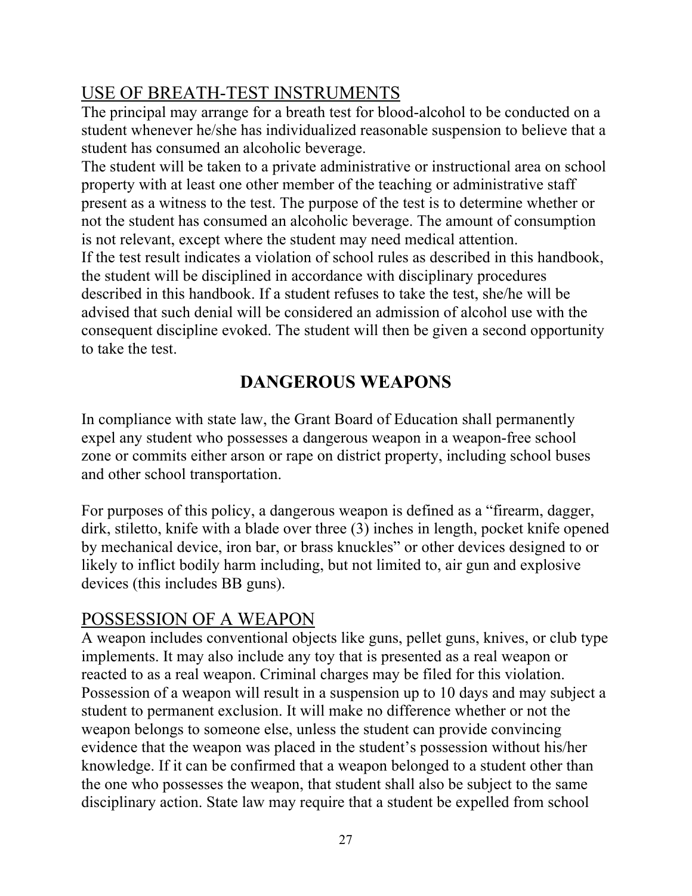## USE OF BREATH-TEST INSTRUMENTS

The principal may arrange for a breath test for blood-alcohol to be conducted on a student whenever he/she has individualized reasonable suspension to believe that a student has consumed an alcoholic beverage.

The student will be taken to a private administrative or instructional area on school property with at least one other member of the teaching or administrative staff present as a witness to the test. The purpose of the test is to determine whether or not the student has consumed an alcoholic beverage. The amount of consumption is not relevant, except where the student may need medical attention.

If the test result indicates a violation of school rules as described in this handbook, the student will be disciplined in accordance with disciplinary procedures described in this handbook. If a student refuses to take the test, she/he will be advised that such denial will be considered an admission of alcohol use with the consequent discipline evoked. The student will then be given a second opportunity to take the test.

# DANGEROUS WEAPONS

In compliance with state law, the Grant Board of Education shall permanently expel any student who possesses a dangerous weapon in a weapon-free school zone or commits either arson or rape on district property, including school buses and other school transportation.

For purposes of this policy, a dangerous weapon is defined as a "firearm, dagger, dirk, stiletto, knife with a blade over three (3) inches in length, pocket knife opened by mechanical device, iron bar, or brass knuckles" or other devices designed to or likely to inflict bodily harm including, but not limited to, air gun and explosive devices (this includes BB guns).

## POSSESSION OF A WEAPON

A weapon includes conventional objects like guns, pellet guns, knives, or club type implements. It may also include any toy that is presented as a real weapon or reacted to as a real weapon. Criminal charges may be filed for this violation. Possession of a weapon will result in a suspension up to 10 days and may subject a student to permanent exclusion. It will make no difference whether or not the weapon belongs to someone else, unless the student can provide convincing evidence that the weapon was placed in the student's possession without his/her knowledge. If it can be confirmed that a weapon belonged to a student other than the one who possesses the weapon, that student shall also be subject to the same disciplinary action. State law may require that a student be expelled from school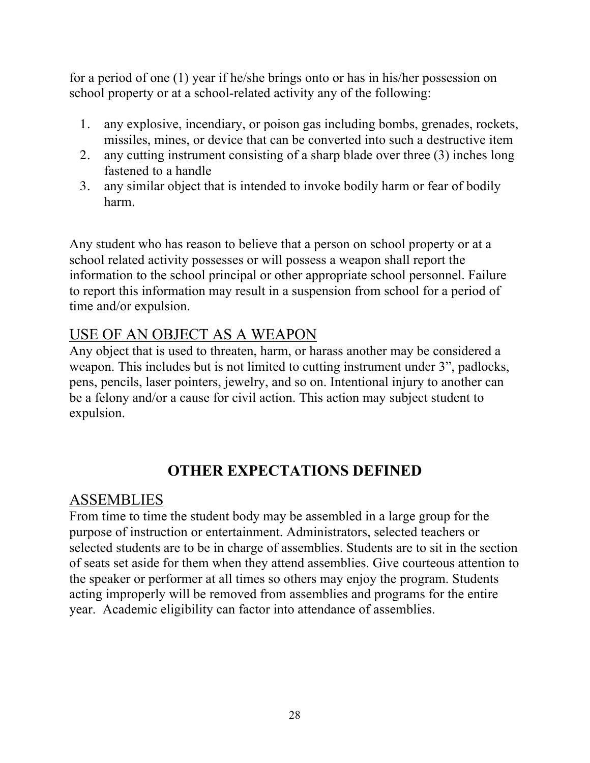for a period of one (1) year if he/she brings onto or has in his/her possession on school property or at a school-related activity any of the following:

1. any explosive, incendiary, or poison gas including bombs, grenades, rockets, missiles, mines, or device that can be converted into such a destructive item
2. any cutting instrument consisting of a sharp blade over three (3) inches long fastened to a handle
3. any similar object that is intended to invoke bodily harm or fear of bodily harm.

Any student who has reason to believe that a person on school property or at a school related activity possesses or will possess a weapon shall report the information to the school principal or other appropriate school personnel. Failure to report this information may result in a suspension from school for a period of time and/or expulsion.

## USE OF AN OBJECT AS A WEAPON

Any object that is used to threaten, harm, or harass another may be considered a weapon. This includes but is not limited to cutting instrument under 3", padlocks, pens, pencils, laser pointers, jewelry, and so on. Intentional injury to another can be a felony and/or a cause for civil action. This action may subject student to expulsion.

# OTHER EXPECTATIONS DEFINED

## ASSEMBLIES

From time to time the student body may be assembled in a large group for the purpose of instruction or entertainment. Administrators, selected teachers or selected students are to be in charge of assemblies. Students are to sit in the section of seats set aside for them when they attend assemblies. Give courteous attention to the speaker or performer at all times so others may enjoy the program. Students acting improperly will be removed from assemblies and programs for the entire year. Academic eligibility can factor into attendance of assemblies.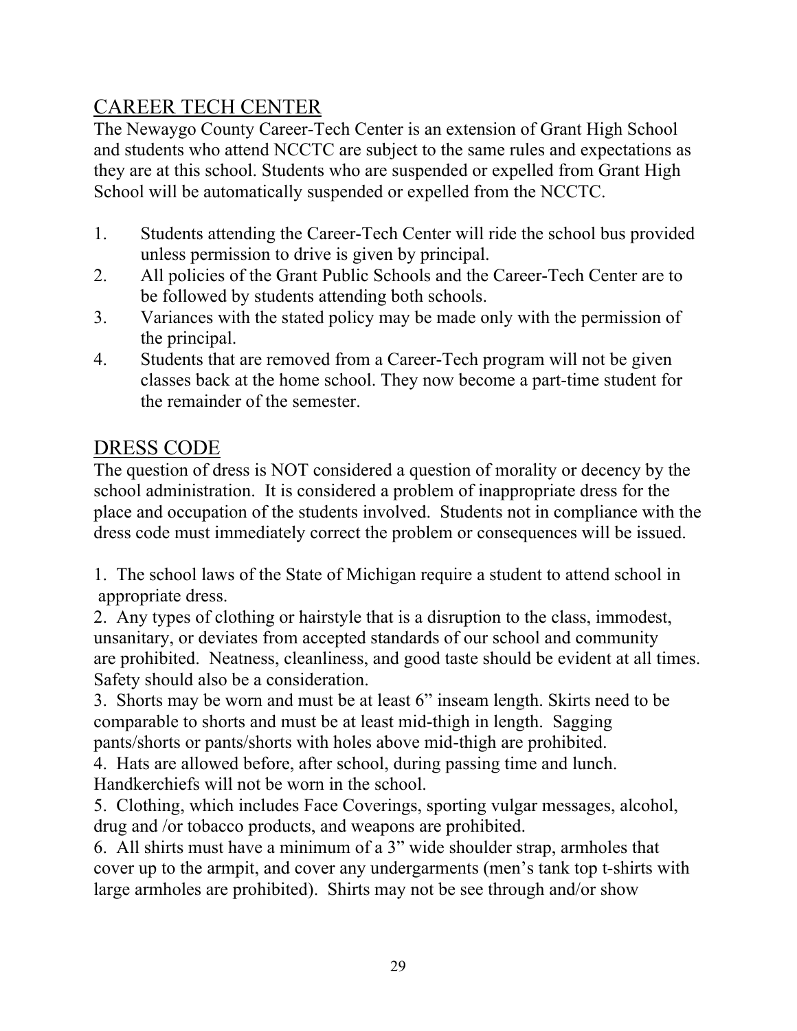## CAREER TECH CENTER

The Newaygo County Career-Tech Center is an extension of Grant High School and students who attend NCCTC are subject to the same rules and expectations as they are at this school. Students who are suspended or expelled from Grant High School will be automatically suspended or expelled from the NCCTC.

1. Students attending the Career-Tech Center will ride the school bus provided unless permission to drive is given by principal.
2. All policies of the Grant Public Schools and the Career-Tech Center are to be followed by students attending both schools.
3. Variances with the stated policy may be made only with the permission of the principal.
4. Students that are removed from a Career-Tech program will not be given classes back at the home school. They now become a part-time student for the remainder of the semester.

## DRESS CODE

The question of dress is NOT considered a question of morality or decency by the school administration. It is considered a problem of inappropriate dress for the place and occupation of the students involved. Students not in compliance with the dress code must immediately correct the problem or consequences will be issued.

1. The school laws of the State of Michigan require a student to attend school in appropriate dress.
2. Any types of clothing or hairstyle that is a disruption to the class, immodest, unsanitary, or deviates from accepted standards of our school and community are prohibited. Neatness, cleanliness, and good taste should be evident at all times. Safety should also be a consideration.
3. Shorts may be worn and must be at least 6" inseam length. Skirts need to be comparable to shorts and must be at least mid-thigh in length. Sagging pants/shorts or pants/shorts with holes above mid-thigh are prohibited.
4. Hats are allowed before, after school, during passing time and lunch. Handkerchiefs will not be worn in the school.
5. Clothing, which includes Face Coverings, sporting vulgar messages, alcohol, drug and /or tobacco products, and weapons are prohibited.
6. All shirts must have a minimum of a 3" wide shoulder strap, armholes that cover up to the armpit, and cover any undergarments (men's tank top t-shirts with large armholes are prohibited). Shirts may not be see through and/or show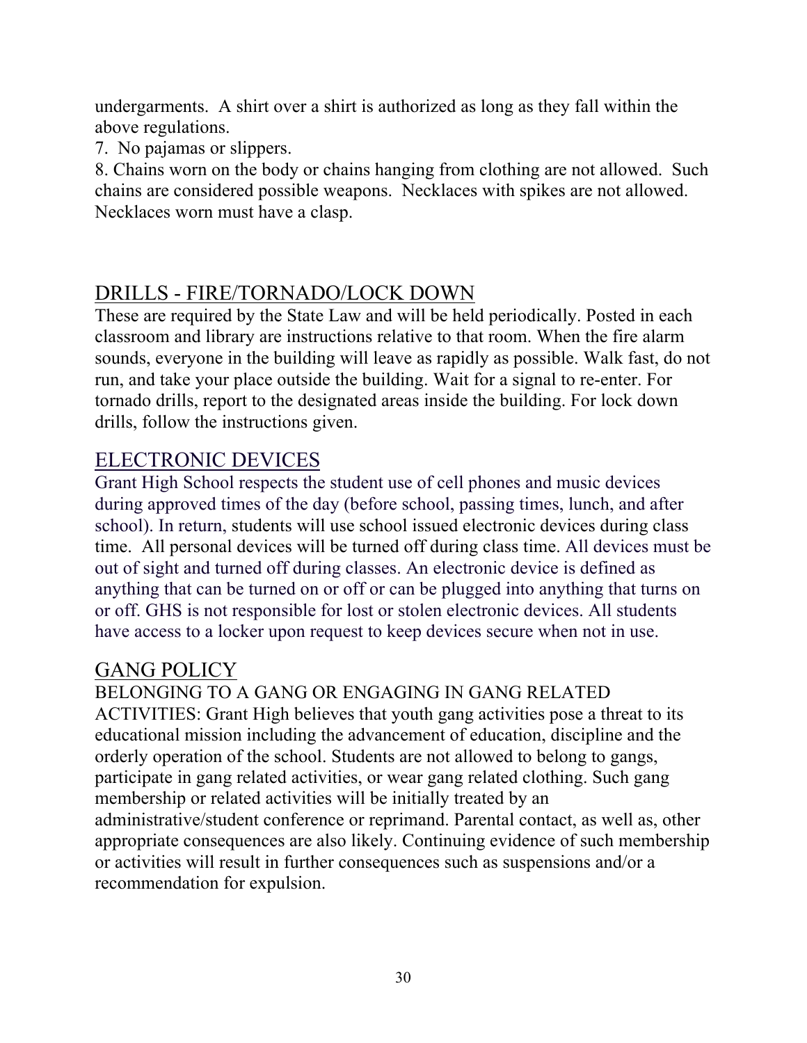undergarments. A shirt over a shirt is authorized as long as they fall within the above regulations.

7. No pajamas or slippers.

8. Chains worn on the body or chains hanging from clothing are not allowed. Such chains are considered possible weapons. Necklaces with spikes are not allowed. Necklaces worn must have a clasp.

## DRILLS - FIRE/TORNADO/LOCK DOWN

These are required by the State Law and will be held periodically. Posted in each classroom and library are instructions relative to that room. When the fire alarm sounds, everyone in the building will leave as rapidly as possible. Walk fast, do not run, and take your place outside the building. Wait for a signal to re-enter. For tornado drills, report to the designated areas inside the building. For lock down drills, follow the instructions given.

## ELECTRONIC DEVICES

Grant High School respects the student use of cell phones and music devices during approved times of the day (before school, passing times, lunch, and after school). In return, students will use school issued electronic devices during class time. All personal devices will be turned off during class time. All devices must be out of sight and turned off during classes. An electronic device is defined as anything that can be turned on or off or can be plugged into anything that turns on or off. GHS is not responsible for lost or stolen electronic devices. All students have access to a locker upon request to keep devices secure when not in use.

## GANG POLICY

BELONGING TO A GANG OR ENGAGING IN GANG RELATED ACTIVITIES: Grant High believes that youth gang activities pose a threat to its educational mission including the advancement of education, discipline and the orderly operation of the school. Students are not allowed to belong to gangs, participate in gang related activities, or wear gang related clothing. Such gang membership or related activities will be initially treated by an administrative/student conference or reprimand. Parental contact, as well as, other appropriate consequences are also likely. Continuing evidence of such membership or activities will result in further consequences such as suspensions and/or a recommendation for expulsion.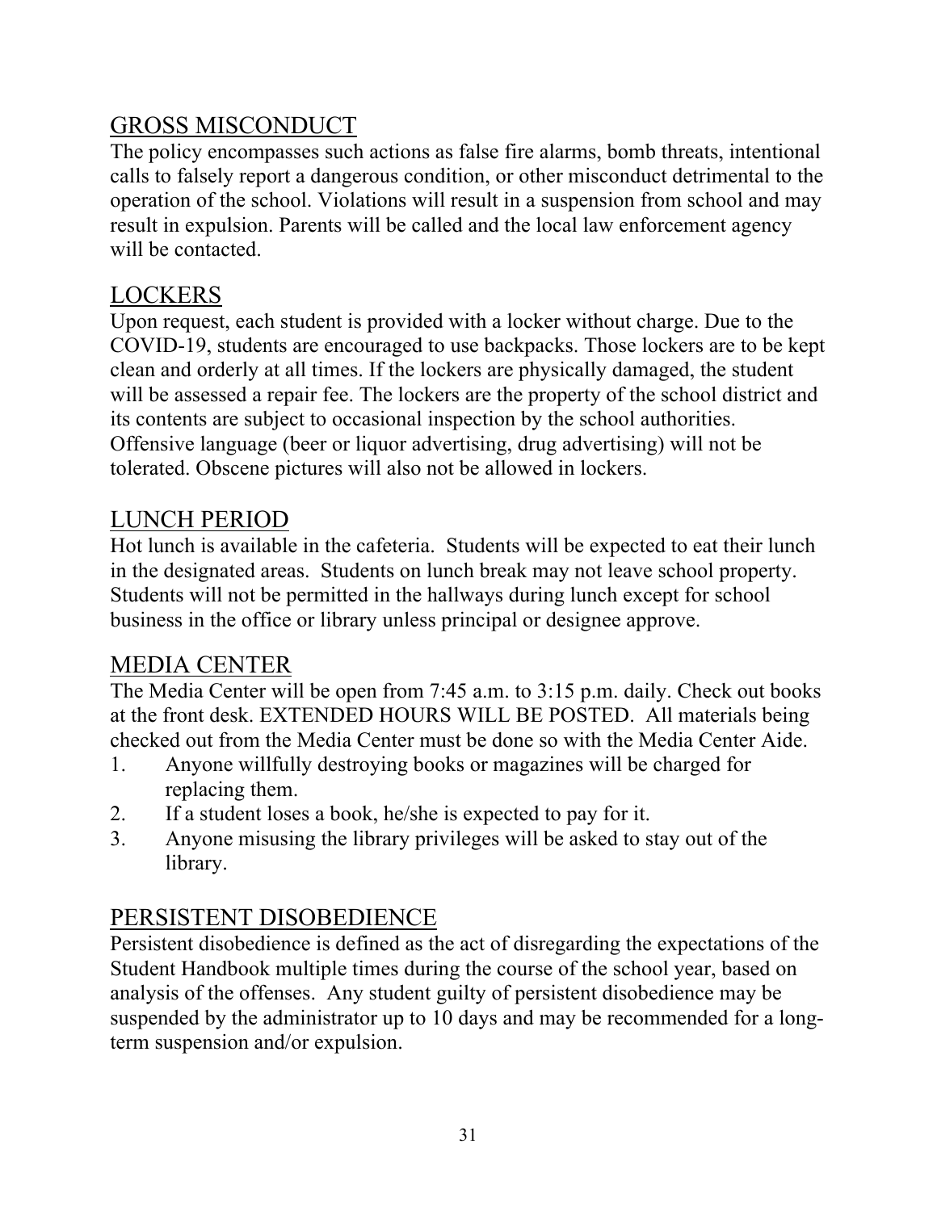## GROSS MISCONDUCT

The policy encompasses such actions as false fire alarms, bomb threats, intentional calls to falsely report a dangerous condition, or other misconduct detrimental to the operation of the school. Violations will result in a suspension from school and may result in expulsion. Parents will be called and the local law enforcement agency will be contacted.

## LOCKERS

Upon request, each student is provided with a locker without charge. Due to the COVID-19, students are encouraged to use backpacks. Those lockers are to be kept clean and orderly at all times. If the lockers are physically damaged, the student will be assessed a repair fee. The lockers are the property of the school district and its contents are subject to occasional inspection by the school authorities. Offensive language (beer or liquor advertising, drug advertising) will not be tolerated. Obscene pictures will also not be allowed in lockers.

## LUNCH PERIOD

Hot lunch is available in the cafeteria. Students will be expected to eat their lunch in the designated areas. Students on lunch break may not leave school property. Students will not be permitted in the hallways during lunch except for school business in the office or library unless principal or designee approve.

## MEDIA CENTER

The Media Center will be open from 7:45 a.m. to 3:15 p.m. daily. Check out books at the front desk. EXTENDED HOURS WILL BE POSTED. All materials being checked out from the Media Center must be done so with the Media Center Aide.

1. Anyone willfully destroying books or magazines will be charged for replacing them.
2. If a student loses a book, he/she is expected to pay for it.
3. Anyone misusing the library privileges will be asked to stay out of the library.

## PERSISTENT DISOBEDIENCE

Persistent disobedience is defined as the act of disregarding the expectations of the Student Handbook multiple times during the course of the school year, based on analysis of the offenses. Any student guilty of persistent disobedience may be suspended by the administrator up to 10 days and may be recommended for a long-term suspension and/or expulsion.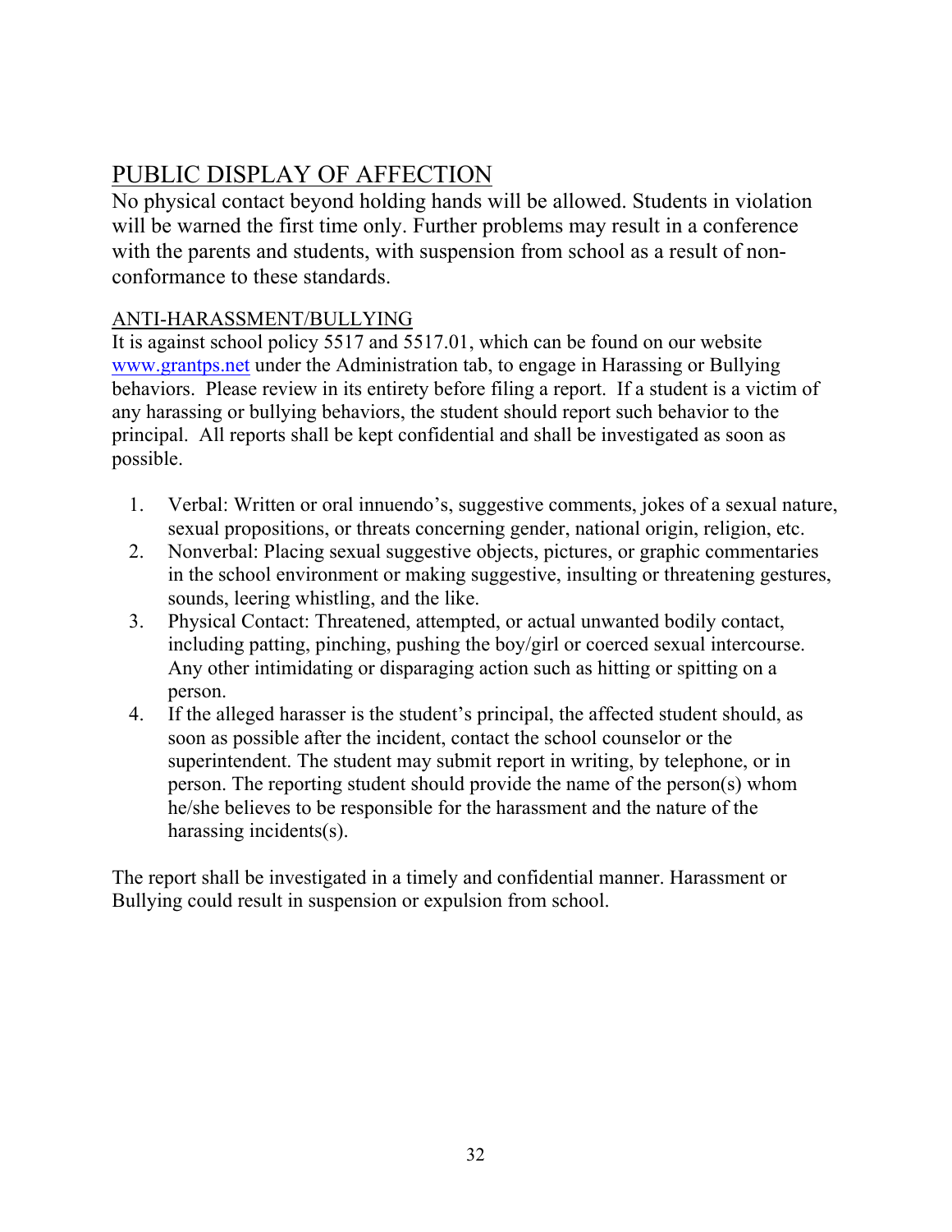## PUBLIC DISPLAY OF AFFECTION

No physical contact beyond holding hands will be allowed. Students in violation will be warned the first time only. Further problems may result in a conference with the parents and students, with suspension from school as a result of non-conformance to these standards.

### ANTI-HARASSMENT/BULLYING

It is against school policy 5517 and 5517.01, which can be found on our website www.grantps.net under the Administration tab, to engage in Harassing or Bullying behaviors. Please review in its entirety before filing a report. If a student is a victim of any harassing or bullying behaviors, the student should report such behavior to the principal. All reports shall be kept confidential and shall be investigated as soon as possible.

1. Verbal: Written or oral innuendo's, suggestive comments, jokes of a sexual nature, sexual propositions, or threats concerning gender, national origin, religion, etc.
2. Nonverbal: Placing sexual suggestive objects, pictures, or graphic commentaries in the school environment or making suggestive, insulting or threatening gestures, sounds, leering whistling, and the like.
3. Physical Contact: Threatened, attempted, or actual unwanted bodily contact, including patting, pinching, pushing the boy/girl or coerced sexual intercourse. Any other intimidating or disparaging action such as hitting or spitting on a person.
4. If the alleged harasser is the student's principal, the affected student should, as soon as possible after the incident, contact the school counselor or the superintendent. The student may submit report in writing, by telephone, or in person. The reporting student should provide the name of the person(s) whom he/she believes to be responsible for the harassment and the nature of the harassing incidents(s).

The report shall be investigated in a timely and confidential manner. Harassment or Bullying could result in suspension or expulsion from school.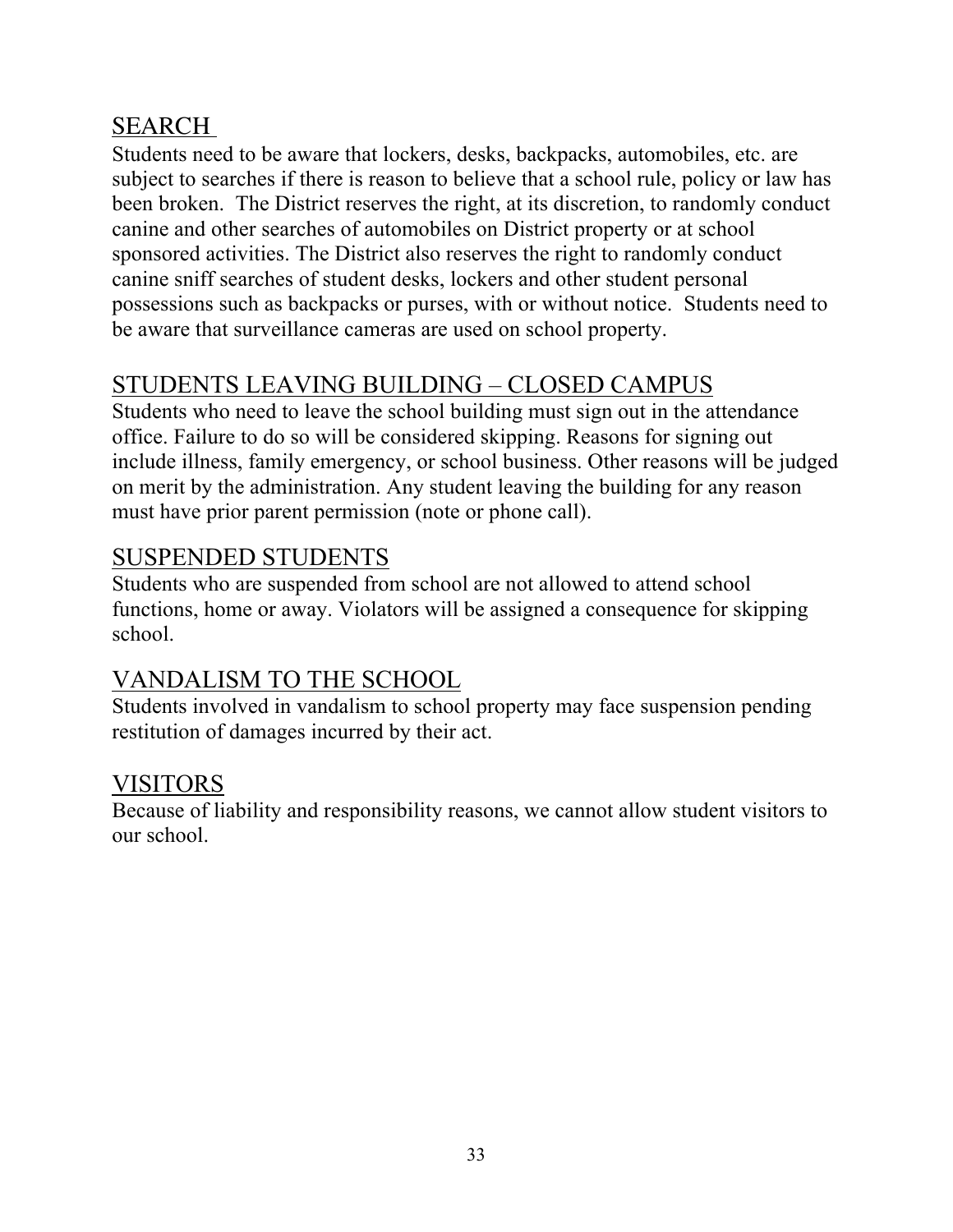## SEARCH

Students need to be aware that lockers, desks, backpacks, automobiles, etc. are subject to searches if there is reason to believe that a school rule, policy or law has been broken. The District reserves the right, at its discretion, to randomly conduct canine and other searches of automobiles on District property or at school sponsored activities. The District also reserves the right to randomly conduct canine sniff searches of student desks, lockers and other student personal possessions such as backpacks or purses, with or without notice. Students need to be aware that surveillance cameras are used on school property.

## STUDENTS LEAVING BUILDING – CLOSED CAMPUS

Students who need to leave the school building must sign out in the attendance office. Failure to do so will be considered skipping. Reasons for signing out include illness, family emergency, or school business. Other reasons will be judged on merit by the administration. Any student leaving the building for any reason must have prior parent permission (note or phone call).

## SUSPENDED STUDENTS

Students who are suspended from school are not allowed to attend school functions, home or away. Violators will be assigned a consequence for skipping school.

## VANDALISM TO THE SCHOOL

Students involved in vandalism to school property may face suspension pending restitution of damages incurred by their act.

## VISITORS

Because of liability and responsibility reasons, we cannot allow student visitors to our school.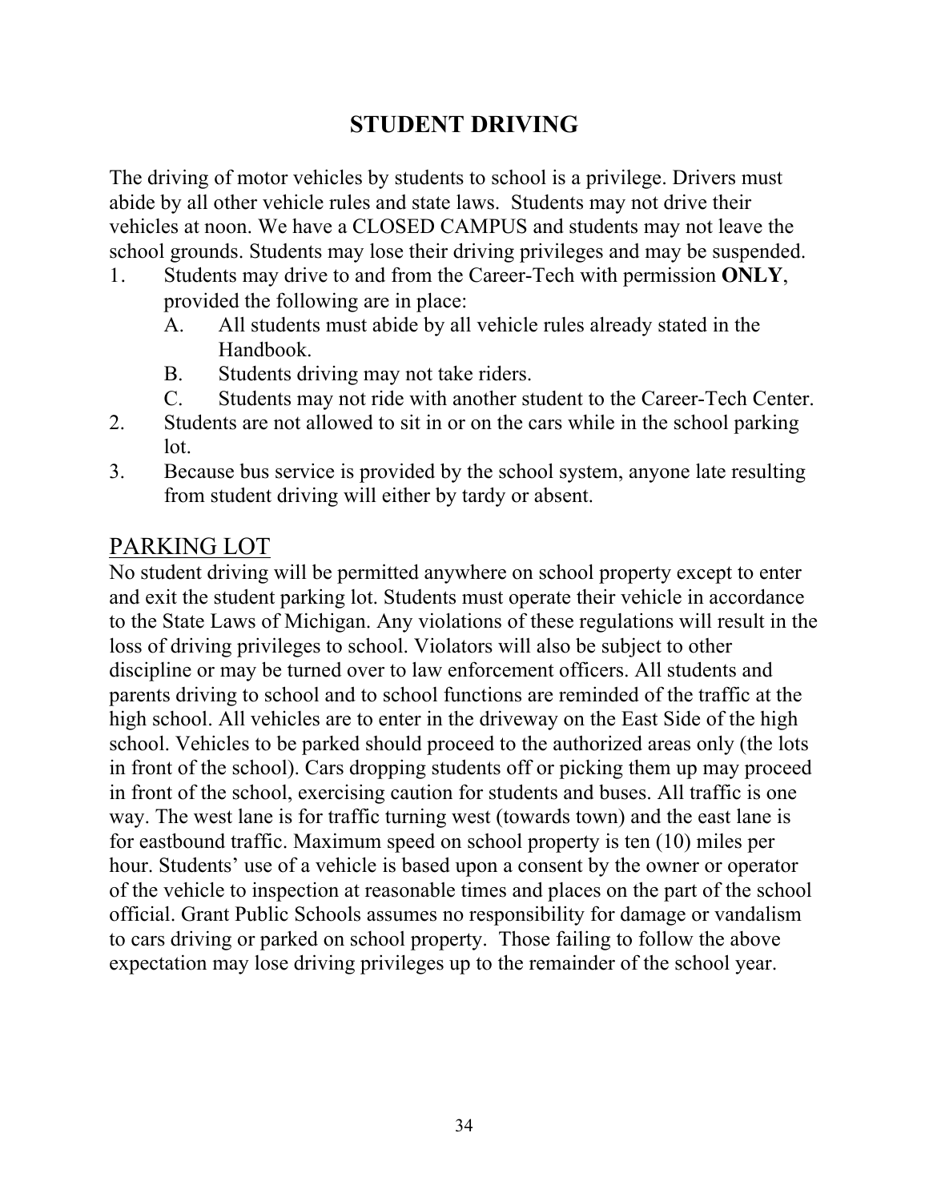# STUDENT DRIVING

The driving of motor vehicles by students to school is a privilege. Drivers must abide by all other vehicle rules and state laws. Students may not drive their vehicles at noon. We have a CLOSED CAMPUS and students may not leave the school grounds. Students may lose their driving privileges and may be suspended.

1. Students may drive to and from the Career-Tech with permission **ONLY**, provided the following are in place:
   - A. All students must abide by all vehicle rules already stated in the Handbook.
   - B. Students driving may not take riders.
   - C. Students may not ride with another student to the Career-Tech Center.
2. Students are not allowed to sit in or on the cars while in the school parking lot.
3. Because bus service is provided by the school system, anyone late resulting from student driving will either by tardy or absent.

## PARKING LOT

No student driving will be permitted anywhere on school property except to enter and exit the student parking lot. Students must operate their vehicle in accordance to the State Laws of Michigan. Any violations of these regulations will result in the loss of driving privileges to school. Violators will also be subject to other discipline or may be turned over to law enforcement officers. All students and parents driving to school and to school functions are reminded of the traffic at the high school. All vehicles are to enter in the driveway on the East Side of the high school. Vehicles to be parked should proceed to the authorized areas only (the lots in front of the school). Cars dropping students off or picking them up may proceed in front of the school, exercising caution for students and buses. All traffic is one way. The west lane is for traffic turning west (towards town) and the east lane is for eastbound traffic. Maximum speed on school property is ten (10) miles per hour. Students' use of a vehicle is based upon a consent by the owner or operator of the vehicle to inspection at reasonable times and places on the part of the school official. Grant Public Schools assumes no responsibility for damage or vandalism to cars driving or parked on school property. Those failing to follow the above expectation may lose driving privileges up to the remainder of the school year.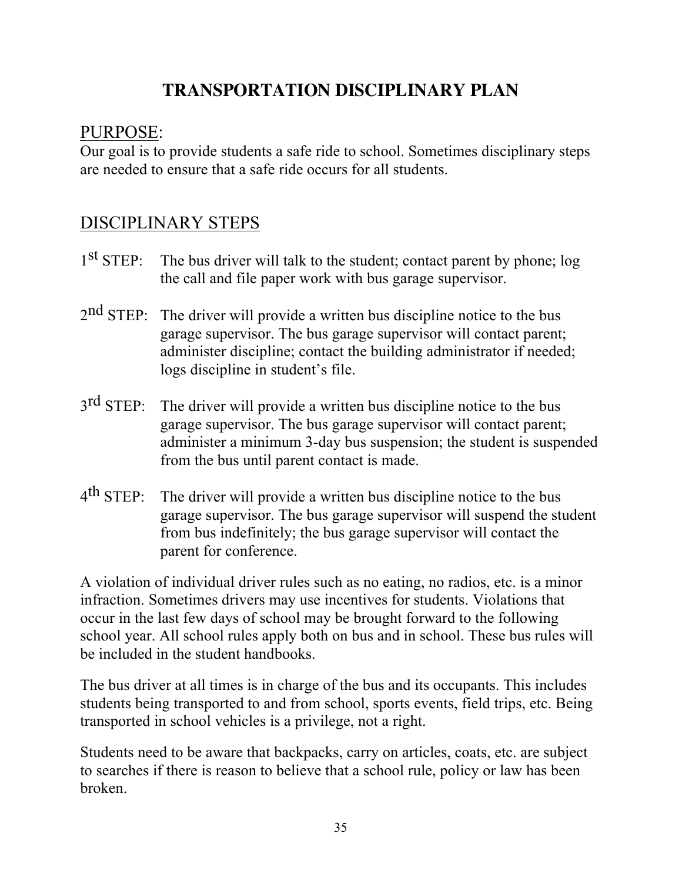# TRANSPORTATION DISCIPLINARY PLAN

## PURPOSE:

Our goal is to provide students a safe ride to school. Sometimes disciplinary steps are needed to ensure that a safe ride occurs for all students.

## DISCIPLINARY STEPS

1st STEP: The bus driver will talk to the student; contact parent by phone; log the call and file paper work with bus garage supervisor.

2nd STEP: The driver will provide a written bus discipline notice to the bus garage supervisor. The bus garage supervisor will contact parent; administer discipline; contact the building administrator if needed; logs discipline in student's file.

3rd STEP: The driver will provide a written bus discipline notice to the bus garage supervisor. The bus garage supervisor will contact parent; administer a minimum 3-day bus suspension; the student is suspended from the bus until parent contact is made.

4th STEP: The driver will provide a written bus discipline notice to the bus garage supervisor. The bus garage supervisor will suspend the student from bus indefinitely; the bus garage supervisor will contact the parent for conference.

A violation of individual driver rules such as no eating, no radios, etc. is a minor infraction. Sometimes drivers may use incentives for students. Violations that occur in the last few days of school may be brought forward to the following school year. All school rules apply both on bus and in school. These bus rules will be included in the student handbooks.

The bus driver at all times is in charge of the bus and its occupants. This includes students being transported to and from school, sports events, field trips, etc. Being transported in school vehicles is a privilege, not a right.

Students need to be aware that backpacks, carry on articles, coats, etc. are subject to searches if there is reason to believe that a school rule, policy or law has been broken.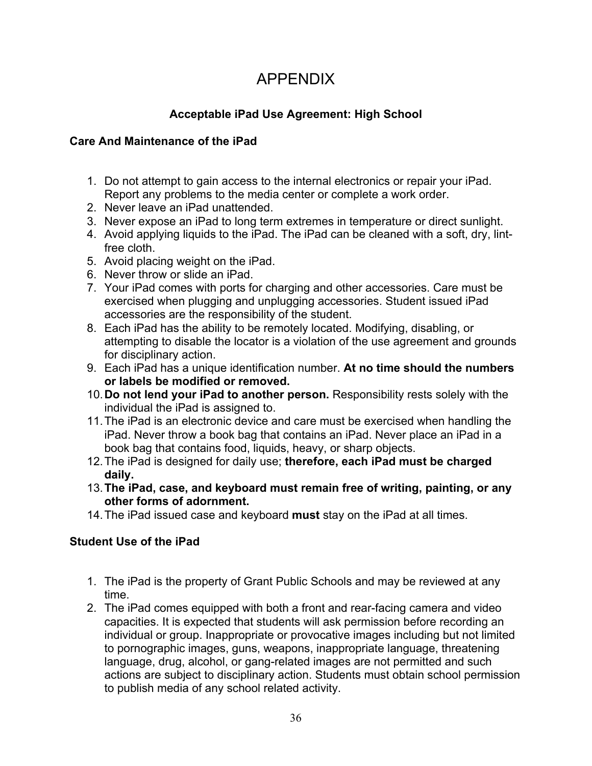# APPENDIX

## Acceptable iPad Use Agreement: High School

### Care And Maintenance of the iPad

1. Do not attempt to gain access to the internal electronics or repair your iPad. Report any problems to the media center or complete a work order.
2. Never leave an iPad unattended.
3. Never expose an iPad to long term extremes in temperature or direct sunlight.
4. Avoid applying liquids to the iPad. The iPad can be cleaned with a soft, dry, lint-free cloth.
5. Avoid placing weight on the iPad.
6. Never throw or slide an iPad.
7. Your iPad comes with ports for charging and other accessories. Care must be exercised when plugging and unplugging accessories. Student issued iPad accessories are the responsibility of the student.
8. Each iPad has the ability to be remotely located. Modifying, disabling, or attempting to disable the locator is a violation of the use agreement and grounds for disciplinary action.
9. Each iPad has a unique identification number. **At no time should the numbers or labels be modified or removed.**
10. **Do not lend your iPad to another person.** Responsibility rests solely with the individual the iPad is assigned to.
11. The iPad is an electronic device and care must be exercised when handling the iPad. Never throw a book bag that contains an iPad. Never place an iPad in a book bag that contains food, liquids, heavy, or sharp objects.
12. The iPad is designed for daily use; **therefore, each iPad must be charged daily.**
13. **The iPad, case, and keyboard must remain free of writing, painting, or any other forms of adornment.**
14. The iPad issued case and keyboard **must** stay on the iPad at all times.

### Student Use of the iPad

1. The iPad is the property of Grant Public Schools and may be reviewed at any time.
2. The iPad comes equipped with both a front and rear-facing camera and video capacities. It is expected that students will ask permission before recording an individual or group. Inappropriate or provocative images including but not limited to pornographic images, guns, weapons, inappropriate language, threatening language, drug, alcohol, or gang-related images are not permitted and such actions are subject to disciplinary action. Students must obtain school permission to publish media of any school related activity.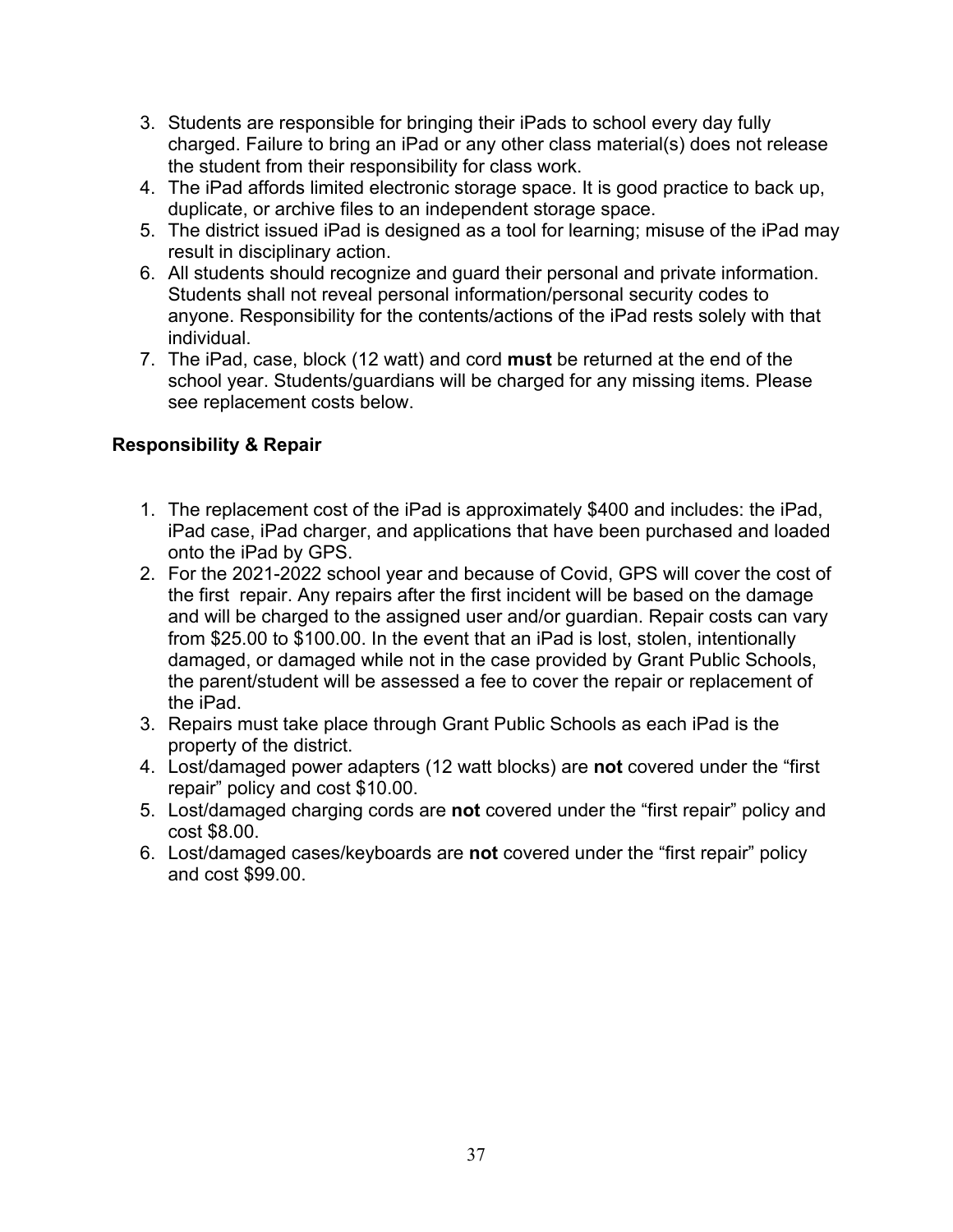3. Students are responsible for bringing their iPads to school every day fully charged. Failure to bring an iPad or any other class material(s) does not release the student from their responsibility for class work.
4. The iPad affords limited electronic storage space. It is good practice to back up, duplicate, or archive files to an independent storage space.
5. The district issued iPad is designed as a tool for learning; misuse of the iPad may result in disciplinary action.
6. All students should recognize and guard their personal and private information. Students shall not reveal personal information/personal security codes to anyone. Responsibility for the contents/actions of the iPad rests solely with that individual.
7. The iPad, case, block (12 watt) and cord **must** be returned at the end of the school year. Students/guardians will be charged for any missing items. Please see replacement costs below.

**Responsibility & Repair**

1. The replacement cost of the iPad is approximately $400 and includes: the iPad, iPad case, iPad charger, and applications that have been purchased and loaded onto the iPad by GPS.
2. For the 2021-2022 school year and because of Covid, GPS will cover the cost of the first repair. Any repairs after the first incident will be based on the damage and will be charged to the assigned user and/or guardian. Repair costs can vary from $25.00 to $100.00. In the event that an iPad is lost, stolen, intentionally damaged, or damaged while not in the case provided by Grant Public Schools, the parent/student will be assessed a fee to cover the repair or replacement of the iPad.
3. Repairs must take place through Grant Public Schools as each iPad is the property of the district.
4. Lost/damaged power adapters (12 watt blocks) are **not** covered under the "first repair" policy and cost $10.00.
5. Lost/damaged charging cords are **not** covered under the "first repair" policy and cost $8.00.
6. Lost/damaged cases/keyboards are **not** covered under the "first repair" policy and cost $99.00.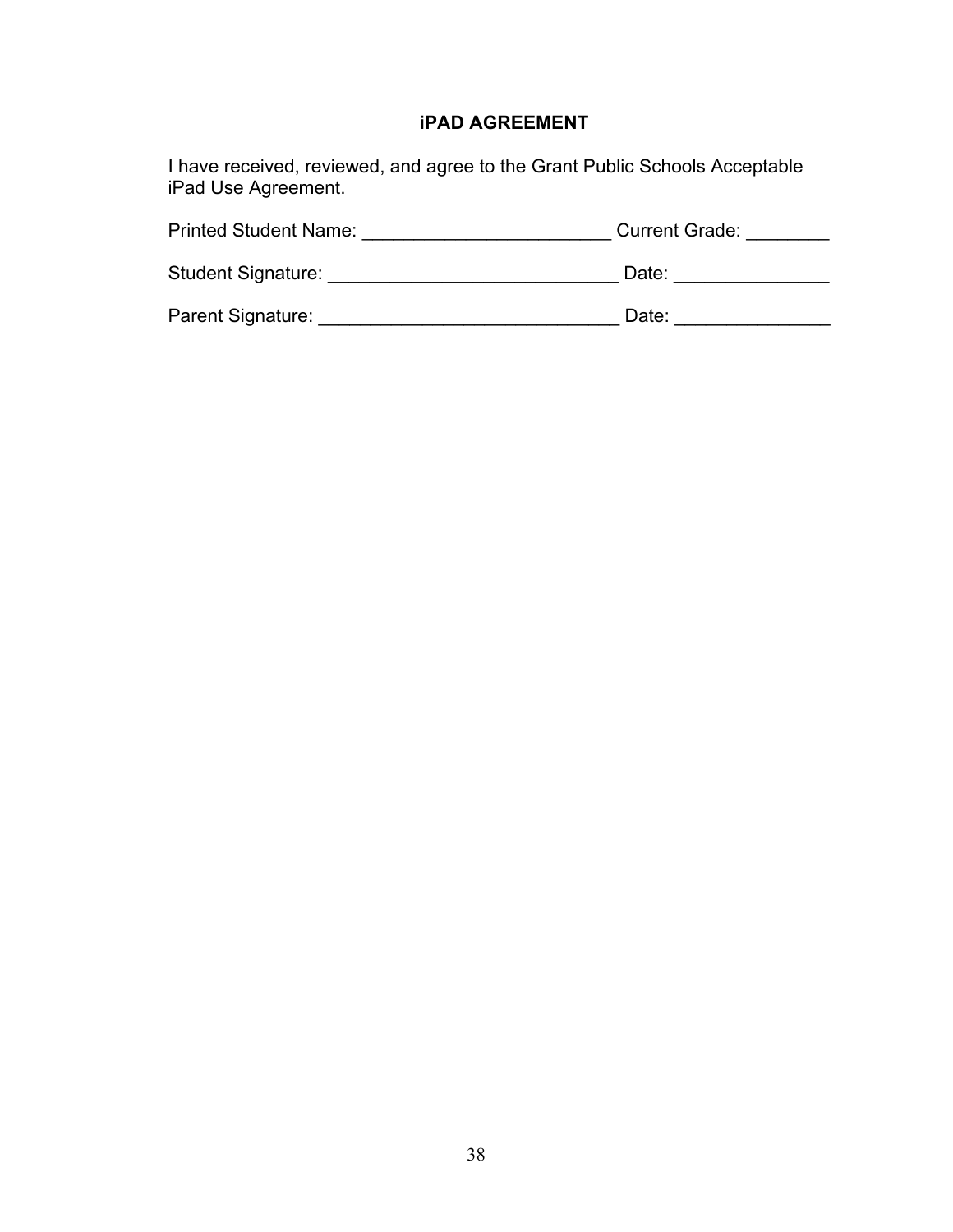## iPAD AGREEMENT

I have received, reviewed, and agree to the Grant Public Schools Acceptable iPad Use Agreement.

Printed Student Name: ________________________ Current Grade: ________

Student Signature: ____________________________ Date: _______________

Parent Signature: _____________________________ Date: _______________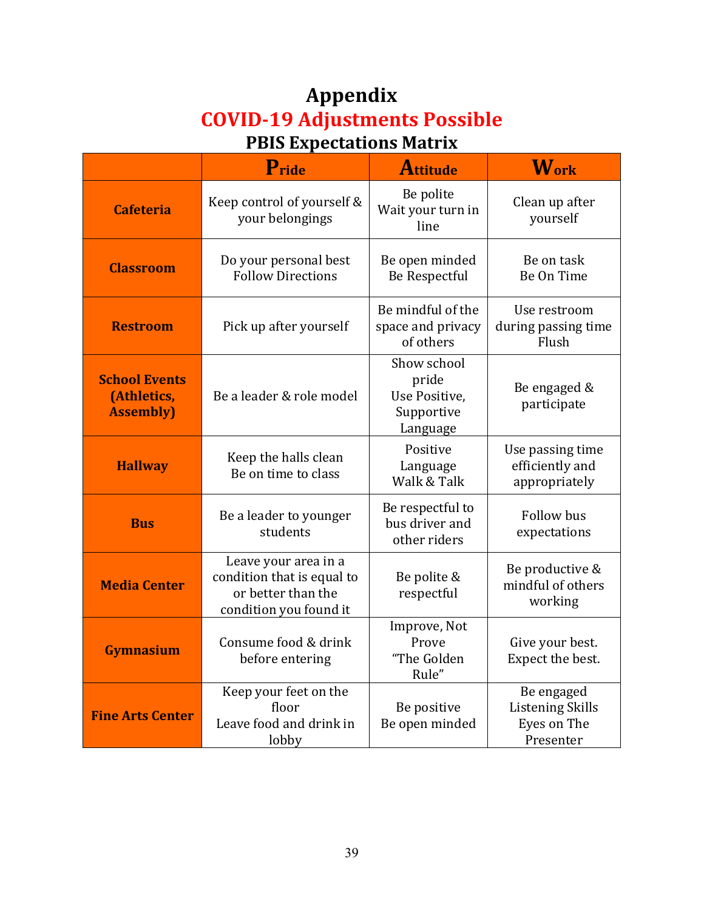# Appendix

## COVID-19 Adjustments Possible

### PBIS Expectations Matrix

| | Pride | Attitude | Work |
|---|---|---|---|
| **Cafeteria** | Keep control of yourself & your belongings | Be polite<br>Wait your turn in line | Clean up after yourself |
| **Classroom** | Do your personal best<br>Follow Directions | Be open minded<br>Be Respectful | Be on task<br>Be On Time |
| **Restroom** | Pick up after yourself | Be mindful of the space and privacy of others | Use restroom during passing time<br>Flush |
| **School Events (Athletics, Assembly)** | Be a leader & role model | Show school pride<br>Use Positive, Supportive Language | Be engaged & participate |
| **Hallway** | Keep the halls clean<br>Be on time to class | Positive Language<br>Walk & Talk | Use passing time efficiently and appropriately |
| **Bus** | Be a leader to younger students | Be respectful to bus driver and other riders | Follow bus expectations |
| **Media Center** | Leave your area in a condition that is equal to or better than the condition you found it | Be polite & respectful | Be productive & mindful of others working |
| **Gymnasium** | Consume food & drink before entering | Improve, Not Prove<br>"The Golden Rule" | Give your best.<br>Expect the best. |
| **Fine Arts Center** | Keep your feet on the floor<br>Leave food and drink in lobby | Be positive<br>Be open minded | Be engaged<br>Listening Skills<br>Eyes on The Presenter |